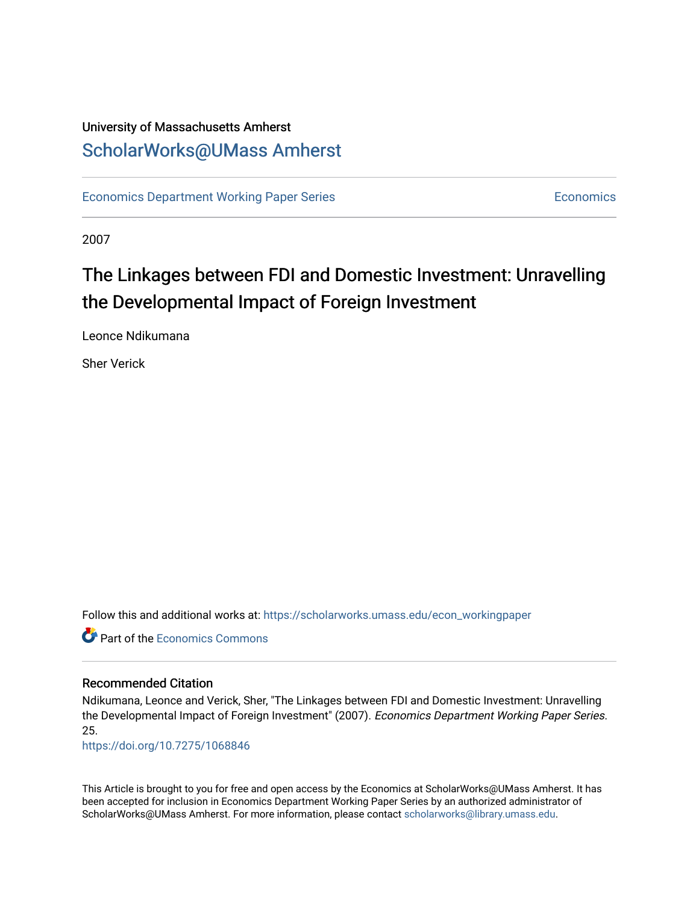University of Massachusetts Amherst

ScholarWorks@UMass Amherst

Economics Department Working Paper Series | Economics

2007

# The Linkages between FDI and Domestic Investment: Unravelling the Developmental Impact of Foreign Investment

Leonce Ndikumana

Sher Verick

Follow this and additional works at: https://scholarworks.umass.edu/econ_workingpaper

Part of the Economics Commons

## Recommended Citation

Ndikumana, Leonce and Verick, Sher, "The Linkages between FDI and Domestic Investment: Unravelling the Developmental Impact of Foreign Investment" (2007). *Economics Department Working Paper Series*. 25.

https://doi.org/10.7275/1068846

This Article is brought to you for free and open access by the Economics at ScholarWorks@UMass Amherst. It has been accepted for inclusion in Economics Department Working Paper Series by an authorized administrator of ScholarWorks@UMass Amherst. For more information, please contact scholarworks@library.umass.edu.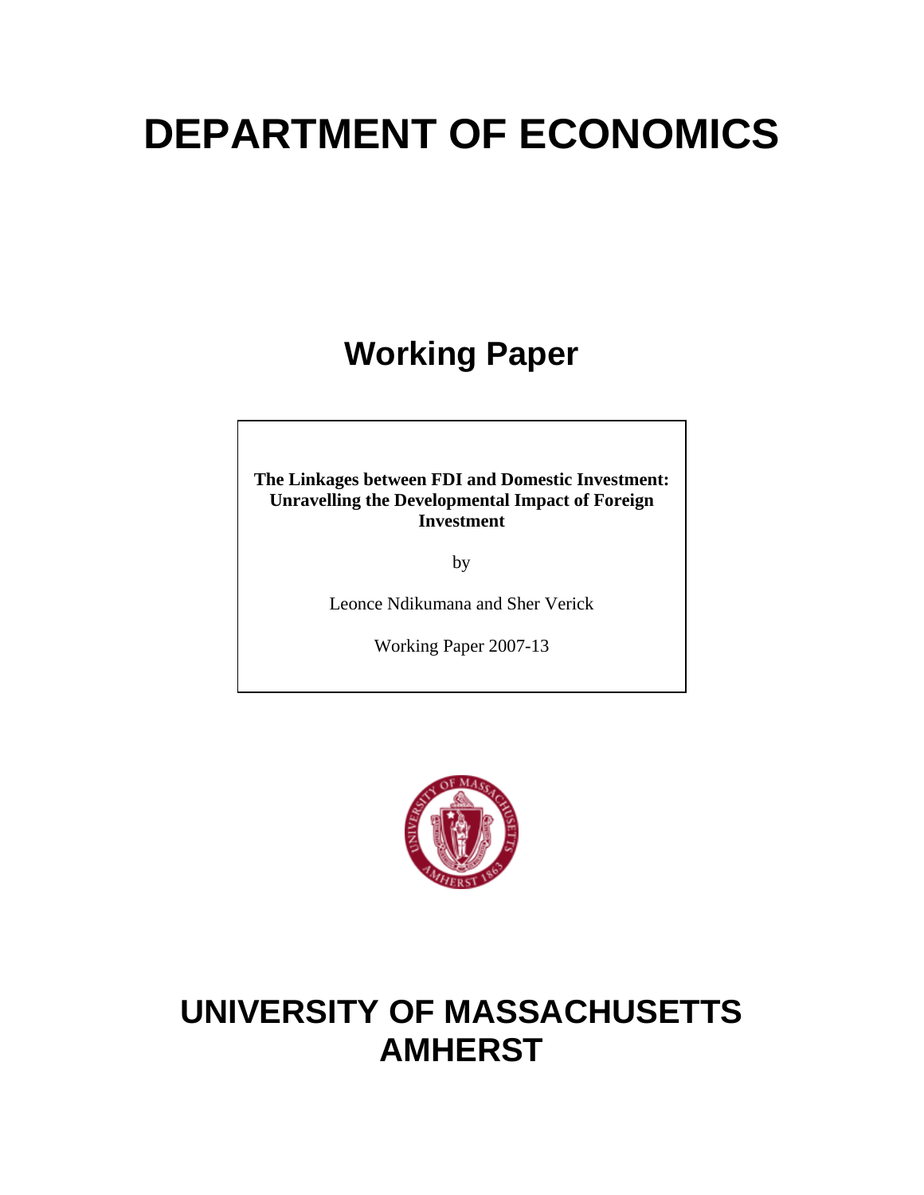# DEPARTMENT OF ECONOMICS

## Working Paper

**The Linkages between FDI and Domestic Investment: Unravelling the Developmental Impact of Foreign Investment**

by

Leonce Ndikumana and Sher Verick

Working Paper 2007-13

# UNIVERSITY OF MASSACHUSETTS AMHERST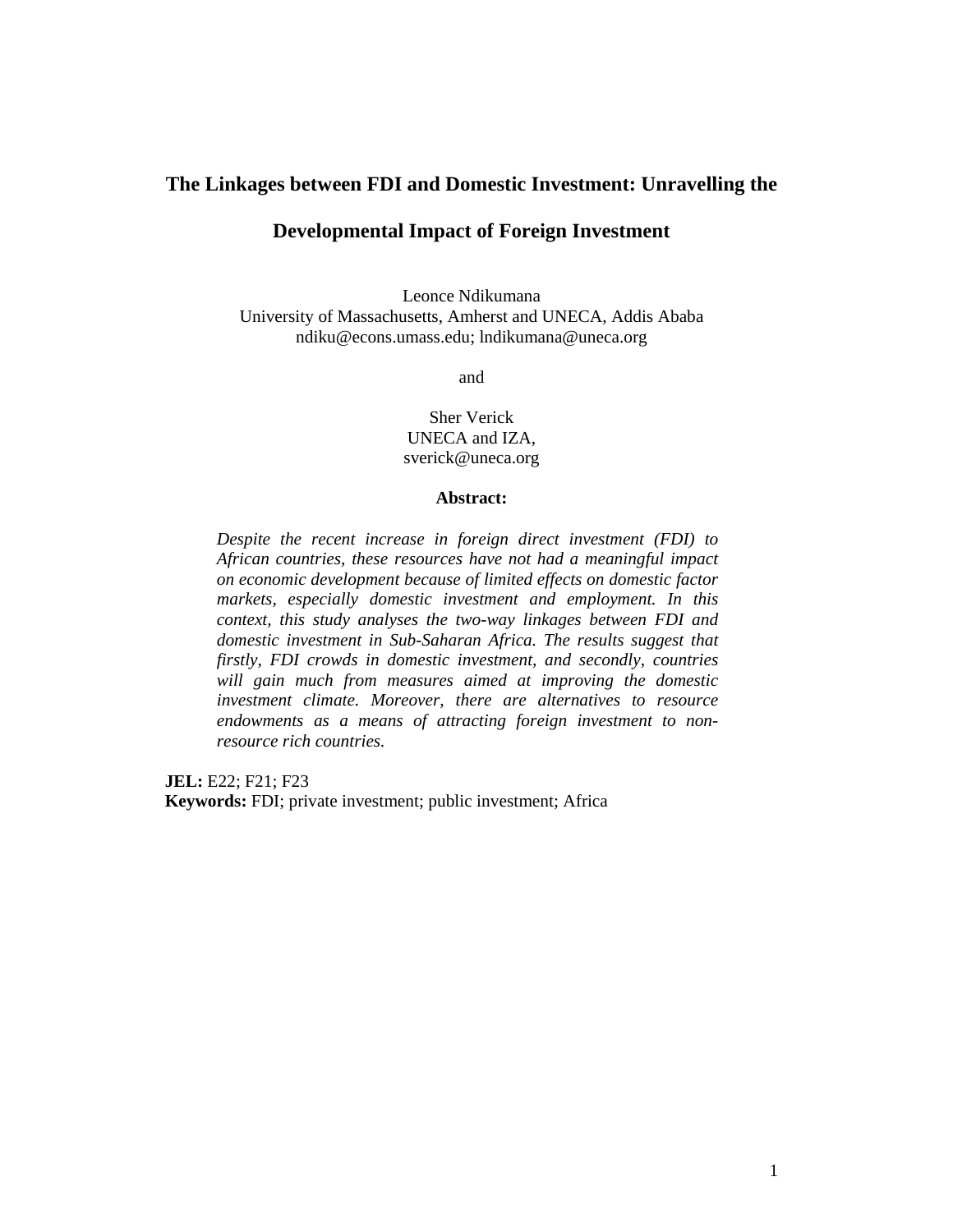# The Linkages between FDI and Domestic Investment: Unravelling the Developmental Impact of Foreign Investment

Leonce Ndikumana
University of Massachusetts, Amherst and UNECA, Addis Ababa
ndiku@econs.umass.edu; lndikumana@uneca.org

and

Sher Verick
UNECA and IZA,
sverick@uneca.org

**Abstract:**

*Despite the recent increase in foreign direct investment (FDI) to African countries, these resources have not had a meaningful impact on economic development because of limited effects on domestic factor markets, especially domestic investment and employment. In this context, this study analyses the two-way linkages between FDI and domestic investment in Sub-Saharan Africa. The results suggest that firstly, FDI crowds in domestic investment, and secondly, countries will gain much from measures aimed at improving the domestic investment climate. Moreover, there are alternatives to resource endowments as a means of attracting foreign investment to non-resource rich countries.*

**JEL:** E22; F21; F23
**Keywords:** FDI; private investment; public investment; Africa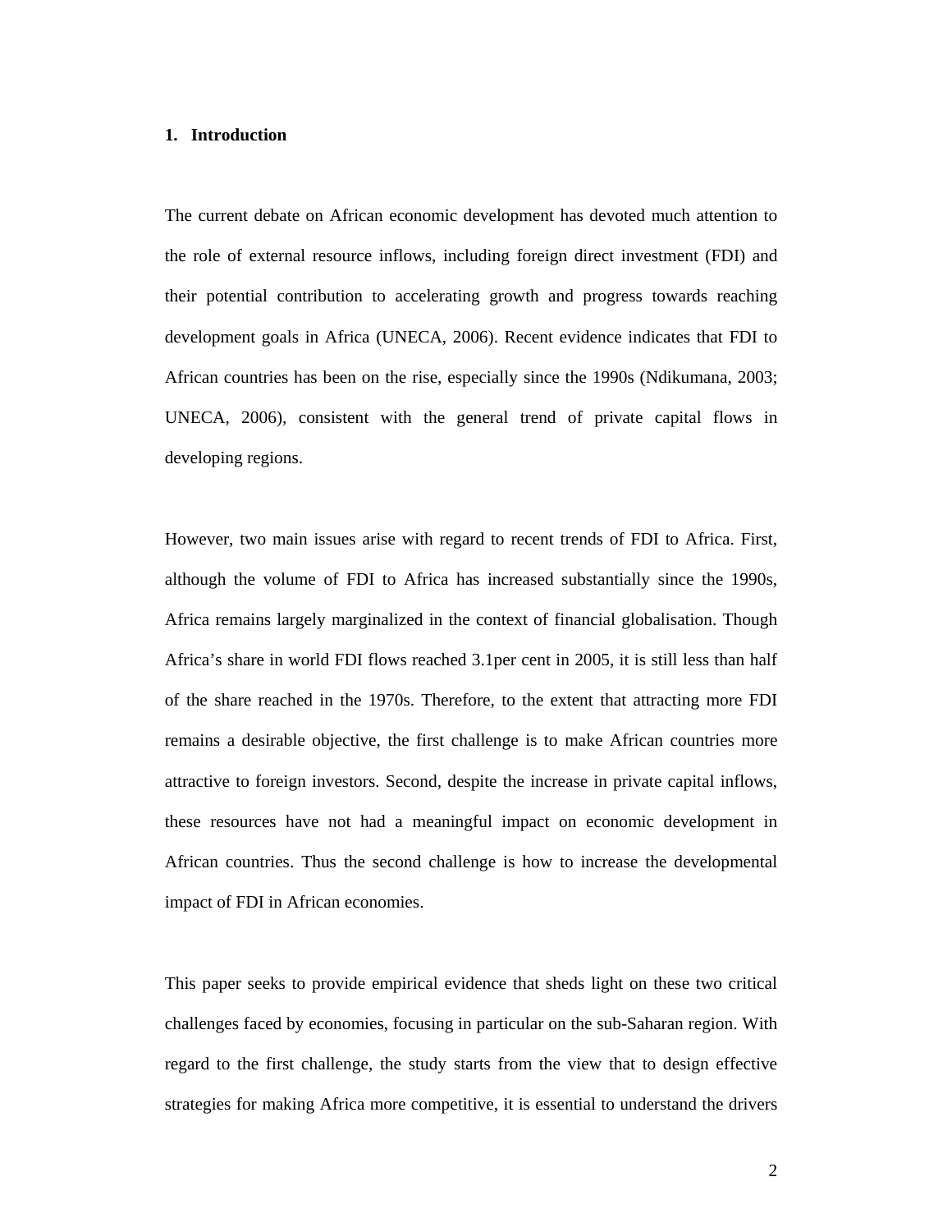## 1. Introduction

The current debate on African economic development has devoted much attention to the role of external resource inflows, including foreign direct investment (FDI) and their potential contribution to accelerating growth and progress towards reaching development goals in Africa (UNECA, 2006). Recent evidence indicates that FDI to African countries has been on the rise, especially since the 1990s (Ndikumana, 2003; UNECA, 2006), consistent with the general trend of private capital flows in developing regions.

However, two main issues arise with regard to recent trends of FDI to Africa. First, although the volume of FDI to Africa has increased substantially since the 1990s, Africa remains largely marginalized in the context of financial globalisation. Though Africa's share in world FDI flows reached 3.1per cent in 2005, it is still less than half of the share reached in the 1970s. Therefore, to the extent that attracting more FDI remains a desirable objective, the first challenge is to make African countries more attractive to foreign investors. Second, despite the increase in private capital inflows, these resources have not had a meaningful impact on economic development in African countries. Thus the second challenge is how to increase the developmental impact of FDI in African economies.

This paper seeks to provide empirical evidence that sheds light on these two critical challenges faced by economies, focusing in particular on the sub-Saharan region. With regard to the first challenge, the study starts from the view that to design effective strategies for making Africa more competitive, it is essential to understand the drivers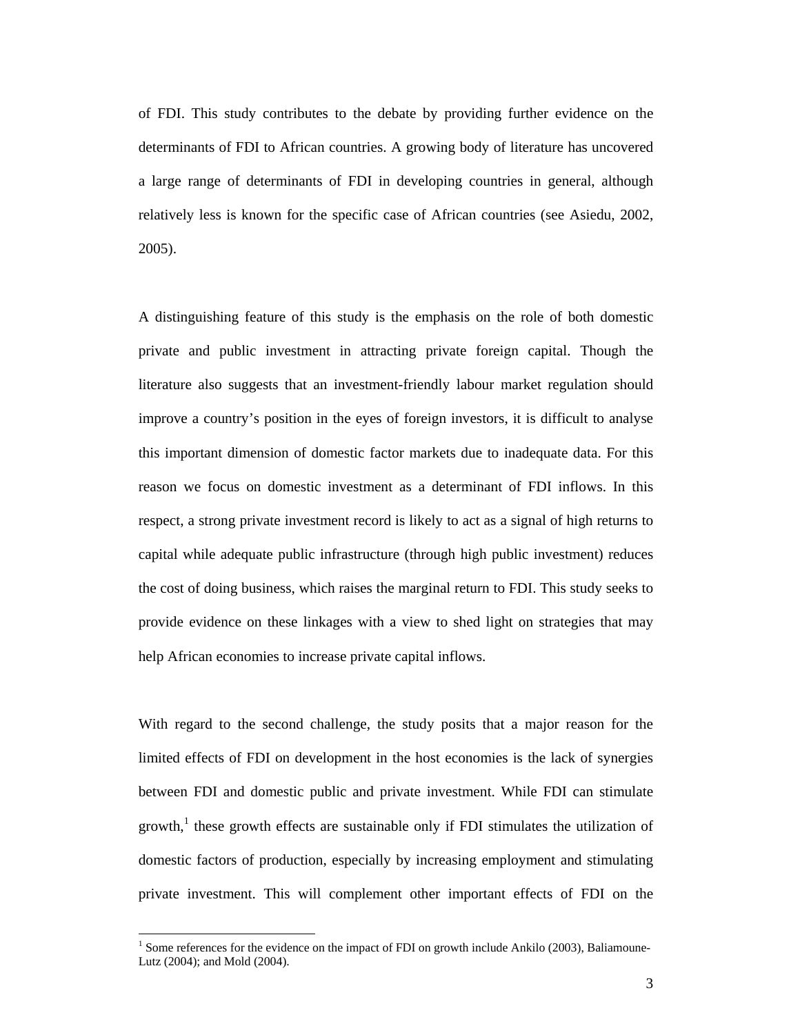of FDI. This study contributes to the debate by providing further evidence on the determinants of FDI to African countries. A growing body of literature has uncovered a large range of determinants of FDI in developing countries in general, although relatively less is known for the specific case of African countries (see Asiedu, 2002, 2005).

A distinguishing feature of this study is the emphasis on the role of both domestic private and public investment in attracting private foreign capital. Though the literature also suggests that an investment-friendly labour market regulation should improve a country's position in the eyes of foreign investors, it is difficult to analyse this important dimension of domestic factor markets due to inadequate data. For this reason we focus on domestic investment as a determinant of FDI inflows. In this respect, a strong private investment record is likely to act as a signal of high returns to capital while adequate public infrastructure (through high public investment) reduces the cost of doing business, which raises the marginal return to FDI. This study seeks to provide evidence on these linkages with a view to shed light on strategies that may help African economies to increase private capital inflows.

With regard to the second challenge, the study posits that a major reason for the limited effects of FDI on development in the host economies is the lack of synergies between FDI and domestic public and private investment. While FDI can stimulate growth,[1] these growth effects are sustainable only if FDI stimulates the utilization of domestic factors of production, especially by increasing employment and stimulating private investment. This will complement other important effects of FDI on the

[1] Some references for the evidence on the impact of FDI on growth include Ankilo (2003), Baliamoune-Lutz (2004); and Mold (2004).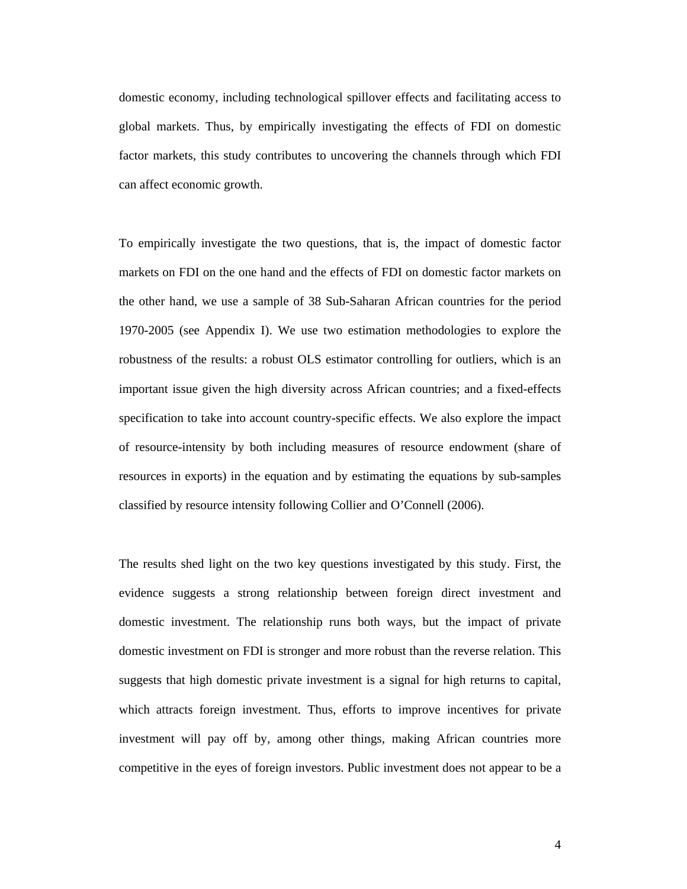domestic economy, including technological spillover effects and facilitating access to global markets. Thus, by empirically investigating the effects of FDI on domestic factor markets, this study contributes to uncovering the channels through which FDI can affect economic growth.

To empirically investigate the two questions, that is, the impact of domestic factor markets on FDI on the one hand and the effects of FDI on domestic factor markets on the other hand, we use a sample of 38 Sub-Saharan African countries for the period 1970-2005 (see Appendix I). We use two estimation methodologies to explore the robustness of the results: a robust OLS estimator controlling for outliers, which is an important issue given the high diversity across African countries; and a fixed-effects specification to take into account country-specific effects. We also explore the impact of resource-intensity by both including measures of resource endowment (share of resources in exports) in the equation and by estimating the equations by sub-samples classified by resource intensity following Collier and O'Connell (2006).

The results shed light on the two key questions investigated by this study. First, the evidence suggests a strong relationship between foreign direct investment and domestic investment. The relationship runs both ways, but the impact of private domestic investment on FDI is stronger and more robust than the reverse relation. This suggests that high domestic private investment is a signal for high returns to capital, which attracts foreign investment. Thus, efforts to improve incentives for private investment will pay off by, among other things, making African countries more competitive in the eyes of foreign investors. Public investment does not appear to be a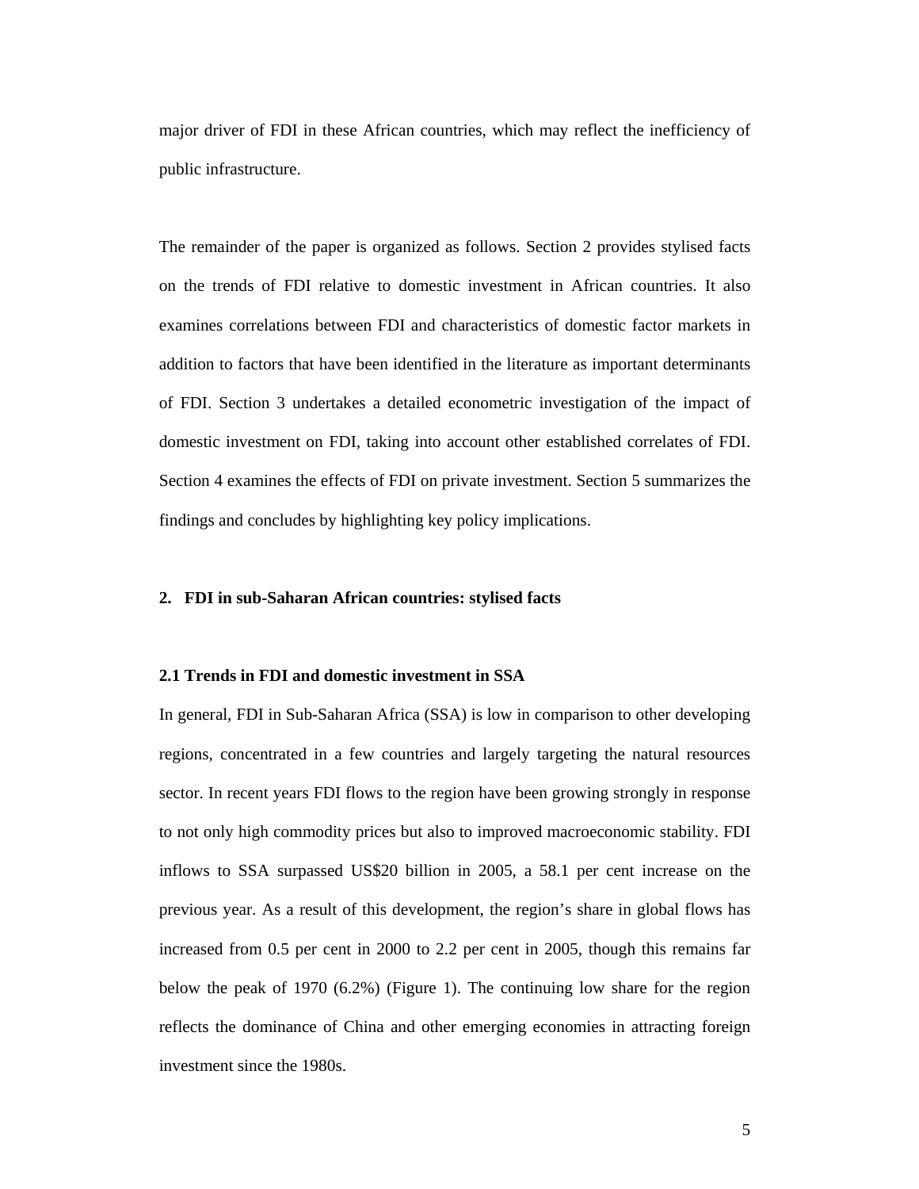major driver of FDI in these African countries, which may reflect the inefficiency of public infrastructure.

The remainder of the paper is organized as follows. Section 2 provides stylised facts on the trends of FDI relative to domestic investment in African countries. It also examines correlations between FDI and characteristics of domestic factor markets in addition to factors that have been identified in the literature as important determinants of FDI. Section 3 undertakes a detailed econometric investigation of the impact of domestic investment on FDI, taking into account other established correlates of FDI. Section 4 examines the effects of FDI on private investment. Section 5 summarizes the findings and concludes by highlighting key policy implications.

## 2. FDI in sub-Saharan African countries: stylised facts

### 2.1 Trends in FDI and domestic investment in SSA

In general, FDI in Sub-Saharan Africa (SSA) is low in comparison to other developing regions, concentrated in a few countries and largely targeting the natural resources sector. In recent years FDI flows to the region have been growing strongly in response to not only high commodity prices but also to improved macroeconomic stability. FDI inflows to SSA surpassed US$20 billion in 2005, a 58.1 per cent increase on the previous year. As a result of this development, the region's share in global flows has increased from 0.5 per cent in 2000 to 2.2 per cent in 2005, though this remains far below the peak of 1970 (6.2%) (Figure 1). The continuing low share for the region reflects the dominance of China and other emerging economies in attracting foreign investment since the 1980s.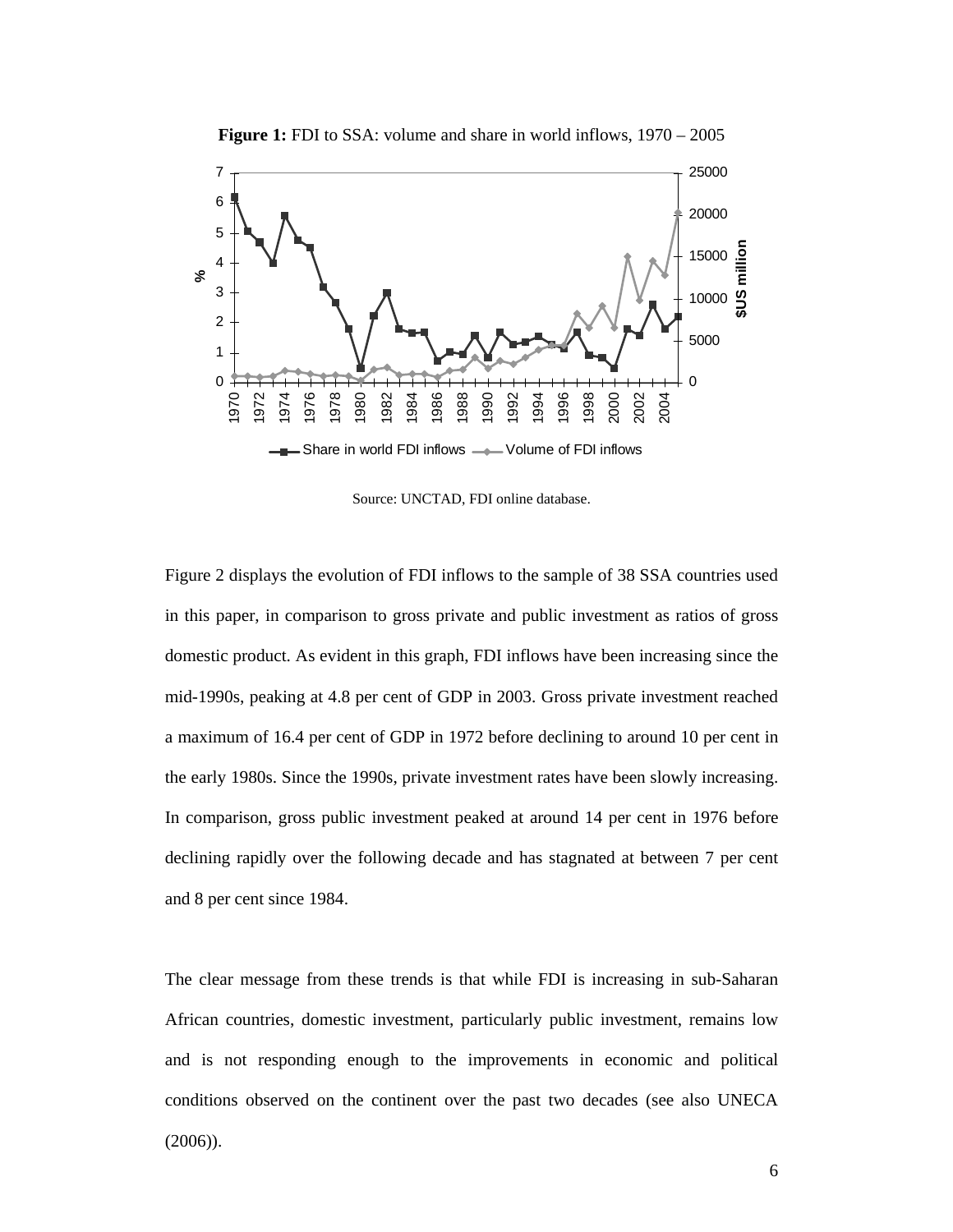**Figure 1:** FDI to SSA: volume and share in world inflows, 1970 – 2005

Source: UNCTAD, FDI online database.

Figure 2 displays the evolution of FDI inflows to the sample of 38 SSA countries used in this paper, in comparison to gross private and public investment as ratios of gross domestic product. As evident in this graph, FDI inflows have been increasing since the mid-1990s, peaking at 4.8 per cent of GDP in 2003. Gross private investment reached a maximum of 16.4 per cent of GDP in 1972 before declining to around 10 per cent in the early 1980s. Since the 1990s, private investment rates have been slowly increasing. In comparison, gross public investment peaked at around 14 per cent in 1976 before declining rapidly over the following decade and has stagnated at between 7 per cent and 8 per cent since 1984.

The clear message from these trends is that while FDI is increasing in sub-Saharan African countries, domestic investment, particularly public investment, remains low and is not responding enough to the improvements in economic and political conditions observed on the continent over the past two decades (see also UNECA (2006)).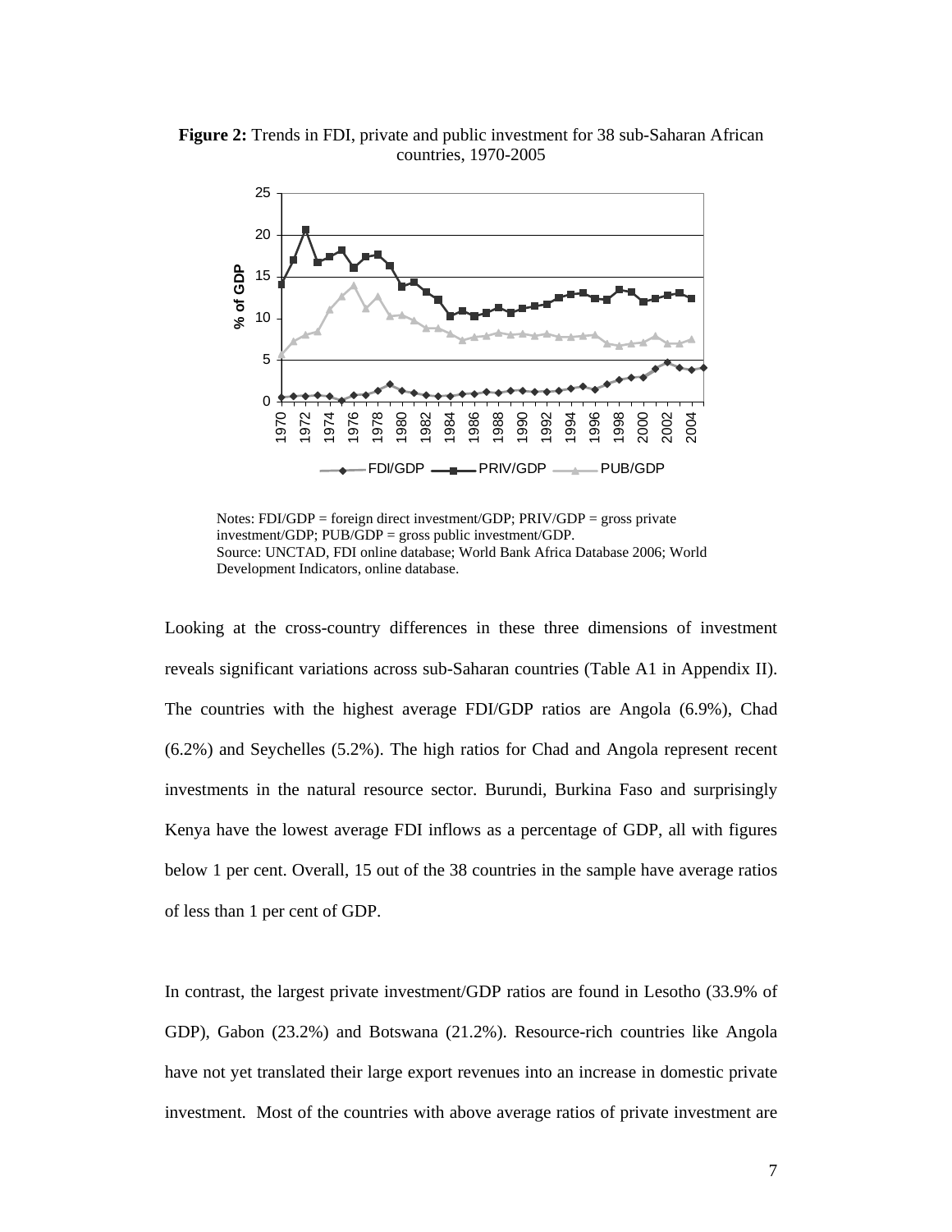**Figure 2:** Trends in FDI, private and public investment for 38 sub-Saharan African countries, 1970-2005

Notes: FDI/GDP = foreign direct investment/GDP; PRIV/GDP = gross private investment/GDP; PUB/GDP = gross public investment/GDP.
Source: UNCTAD, FDI online database; World Bank Africa Database 2006; World Development Indicators, online database.

Looking at the cross-country differences in these three dimensions of investment reveals significant variations across sub-Saharan countries (Table A1 in Appendix II). The countries with the highest average FDI/GDP ratios are Angola (6.9%), Chad (6.2%) and Seychelles (5.2%). The high ratios for Chad and Angola represent recent investments in the natural resource sector. Burundi, Burkina Faso and surprisingly Kenya have the lowest average FDI inflows as a percentage of GDP, all with figures below 1 per cent. Overall, 15 out of the 38 countries in the sample have average ratios of less than 1 per cent of GDP.

In contrast, the largest private investment/GDP ratios are found in Lesotho (33.9% of GDP), Gabon (23.2%) and Botswana (21.2%). Resource-rich countries like Angola have not yet translated their large export revenues into an increase in domestic private investment. Most of the countries with above average ratios of private investment are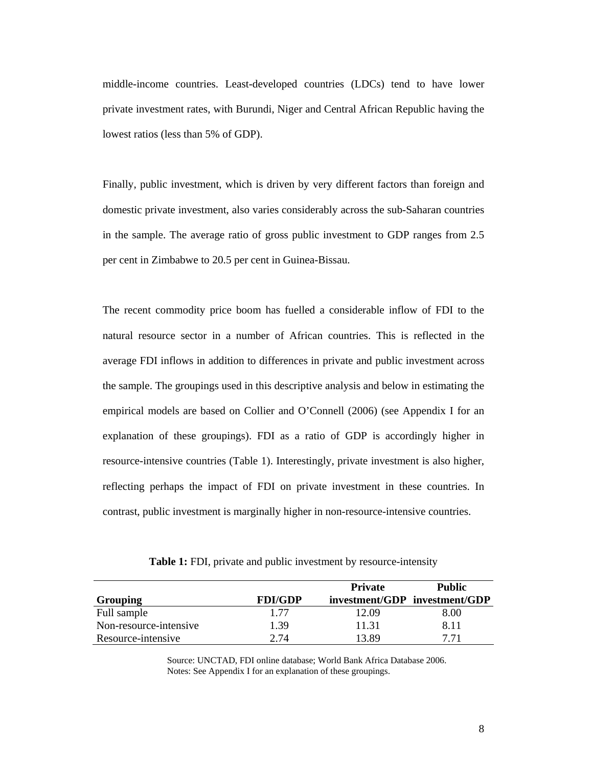middle-income countries. Least-developed countries (LDCs) tend to have lower private investment rates, with Burundi, Niger and Central African Republic having the lowest ratios (less than 5% of GDP).

Finally, public investment, which is driven by very different factors than foreign and domestic private investment, also varies considerably across the sub-Saharan countries in the sample. The average ratio of gross public investment to GDP ranges from 2.5 per cent in Zimbabwe to 20.5 per cent in Guinea-Bissau.

The recent commodity price boom has fuelled a considerable inflow of FDI to the natural resource sector in a number of African countries. This is reflected in the average FDI inflows in addition to differences in private and public investment across the sample. The groupings used in this descriptive analysis and below in estimating the empirical models are based on Collier and O'Connell (2006) (see Appendix I for an explanation of these groupings). FDI as a ratio of GDP is accordingly higher in resource-intensive countries (Table 1). Interestingly, private investment is also higher, reflecting perhaps the impact of FDI on private investment in these countries. In contrast, public investment is marginally higher in non-resource-intensive countries.

**Table 1:** FDI, private and public investment by resource-intensity

| Grouping | FDI/GDP | Private investment/GDP | Public investment/GDP |
|---|---|---|---|
| Full sample | 1.77 | 12.09 | 8.00 |
| Non-resource-intensive | 1.39 | 11.31 | 8.11 |
| Resource-intensive | 2.74 | 13.89 | 7.71 |

Source: UNCTAD, FDI online database; World Bank Africa Database 2006.
Notes: See Appendix I for an explanation of these groupings.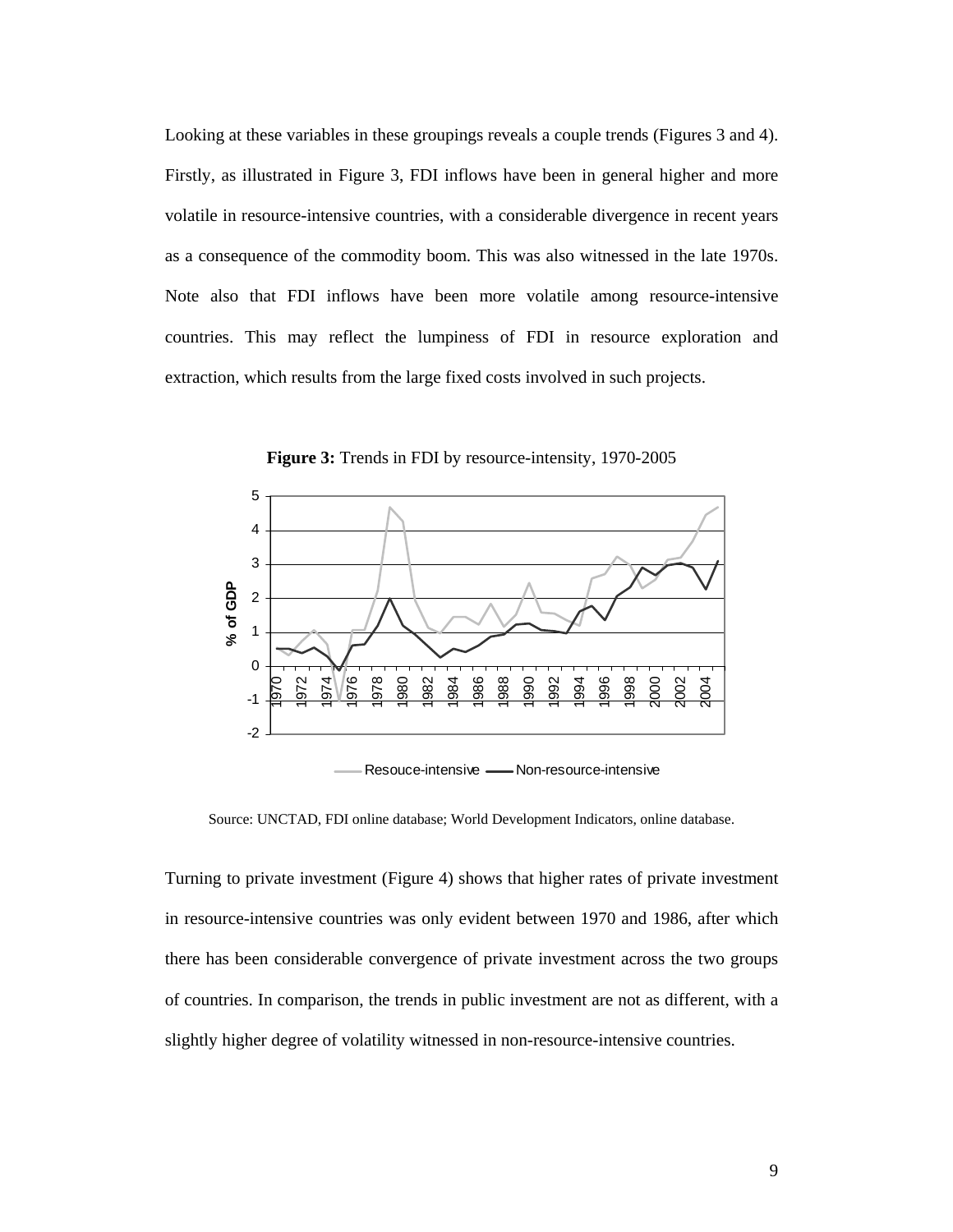Looking at these variables in these groupings reveals a couple trends (Figures 3 and 4). Firstly, as illustrated in Figure 3, FDI inflows have been in general higher and more volatile in resource-intensive countries, with a considerable divergence in recent years as a consequence of the commodity boom. This was also witnessed in the late 1970s. Note also that FDI inflows have been more volatile among resource-intensive countries. This may reflect the lumpiness of FDI in resource exploration and extraction, which results from the large fixed costs involved in such projects.

**Figure 3:** Trends in FDI by resource-intensity, 1970-2005

Source: UNCTAD, FDI online database; World Development Indicators, online database.

Turning to private investment (Figure 4) shows that higher rates of private investment in resource-intensive countries was only evident between 1970 and 1986, after which there has been considerable convergence of private investment across the two groups of countries. In comparison, the trends in public investment are not as different, with a slightly higher degree of volatility witnessed in non-resource-intensive countries.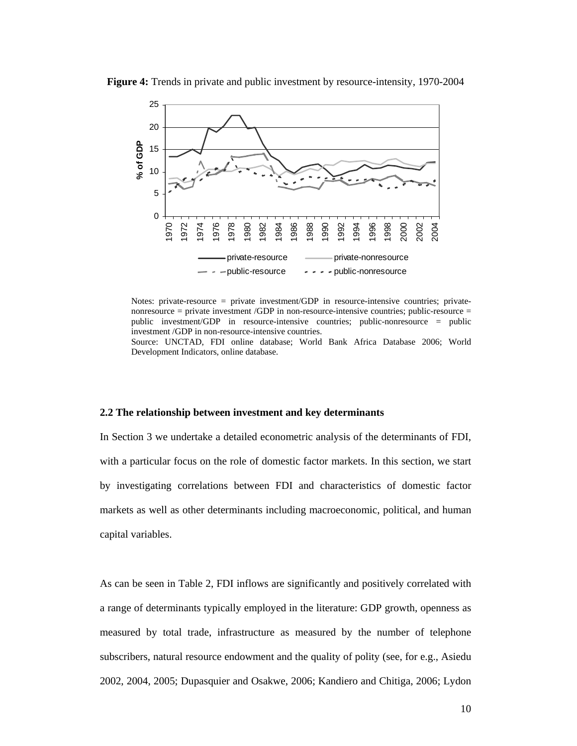**Figure 4:** Trends in private and public investment by resource-intensity, 1970-2004

Notes: private-resource = private investment/GDP in resource-intensive countries; private-nonresource = private investment /GDP in non-resource-intensive countries; public-resource = public investment/GDP in resource-intensive countries; public-nonresource = public investment /GDP in non-resource-intensive countries.

Source: UNCTAD, FDI online database; World Bank Africa Database 2006; World Development Indicators, online database.

### 2.2 The relationship between investment and key determinants

In Section 3 we undertake a detailed econometric analysis of the determinants of FDI, with a particular focus on the role of domestic factor markets. In this section, we start by investigating correlations between FDI and characteristics of domestic factor markets as well as other determinants including macroeconomic, political, and human capital variables.

As can be seen in Table 2, FDI inflows are significantly and positively correlated with a range of determinants typically employed in the literature: GDP growth, openness as measured by total trade, infrastructure as measured by the number of telephone subscribers, natural resource endowment and the quality of polity (see, for e.g., Asiedu 2002, 2004, 2005; Dupasquier and Osakwe, 2006; Kandiero and Chitiga, 2006; Lydon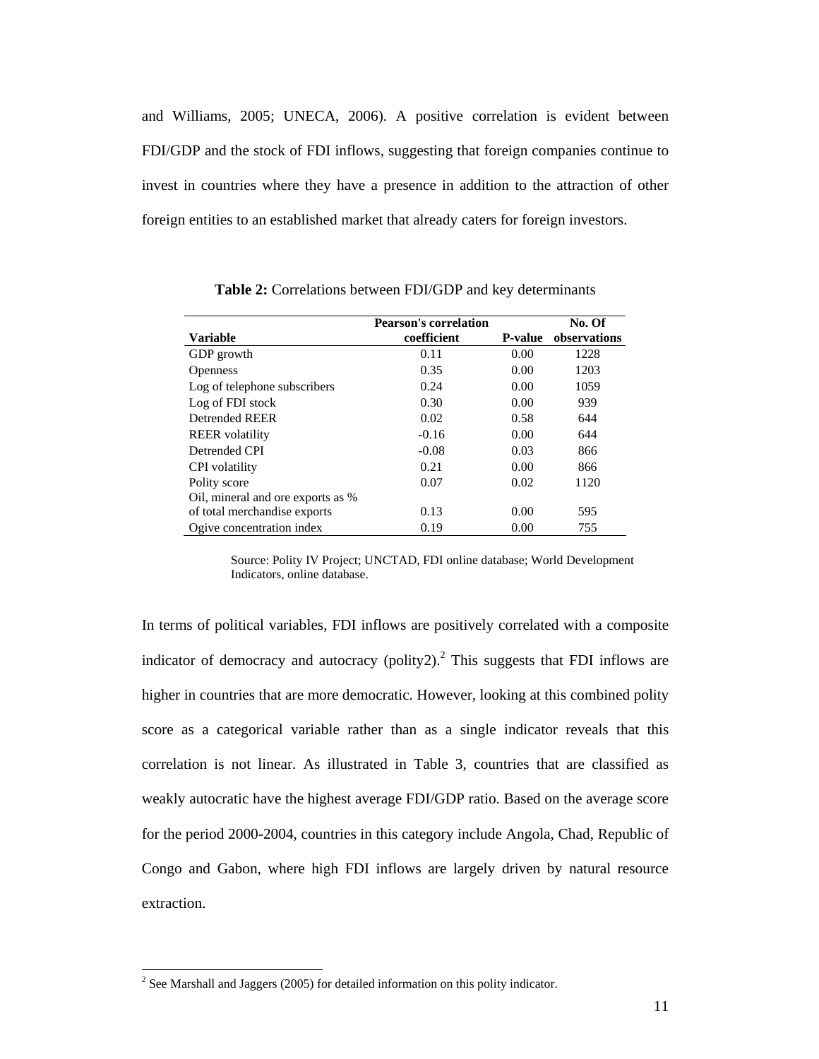and Williams, 2005; UNECA, 2006). A positive correlation is evident between FDI/GDP and the stock of FDI inflows, suggesting that foreign companies continue to invest in countries where they have a presence in addition to the attraction of other foreign entities to an established market that already caters for foreign investors.

**Table 2:** Correlations between FDI/GDP and key determinants

| Variable | Pearson's correlation coefficient | P-value | No. Of observations |
|---|---|---|---|
| GDP growth | 0.11 | 0.00 | 1228 |
| Openness | 0.35 | 0.00 | 1203 |
| Log of telephone subscribers | 0.24 | 0.00 | 1059 |
| Log of FDI stock | 0.30 | 0.00 | 939 |
| Detrended REER | 0.02 | 0.58 | 644 |
| REER volatility | -0.16 | 0.00 | 644 |
| Detrended CPI | -0.08 | 0.03 | 866 |
| CPI volatility | 0.21 | 0.00 | 866 |
| Polity score | 0.07 | 0.02 | 1120 |
| Oil, mineral and ore exports as % of total merchandise exports | 0.13 | 0.00 | 595 |
| Ogive concentration index | 0.19 | 0.00 | 755 |

Source: Polity IV Project; UNCTAD, FDI online database; World Development Indicators, online database.

In terms of political variables, FDI inflows are positively correlated with a composite indicator of democracy and autocracy (polity2).[2] This suggests that FDI inflows are higher in countries that are more democratic. However, looking at this combined polity score as a categorical variable rather than as a single indicator reveals that this correlation is not linear. As illustrated in Table 3, countries that are classified as weakly autocratic have the highest average FDI/GDP ratio. Based on the average score for the period 2000-2004, countries in this category include Angola, Chad, Republic of Congo and Gabon, where high FDI inflows are largely driven by natural resource extraction.

[2] See Marshall and Jaggers (2005) for detailed information on this polity indicator.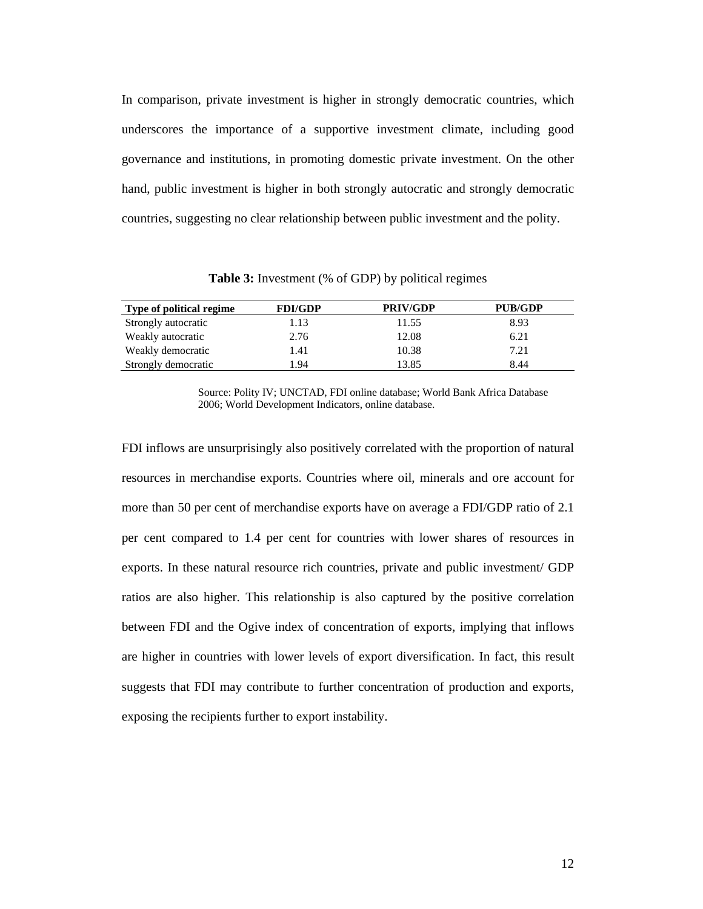In comparison, private investment is higher in strongly democratic countries, which underscores the importance of a supportive investment climate, including good governance and institutions, in promoting domestic private investment. On the other hand, public investment is higher in both strongly autocratic and strongly democratic countries, suggesting no clear relationship between public investment and the polity.

**Table 3:** Investment (% of GDP) by political regimes

| Type of political regime | FDI/GDP | PRIV/GDP | PUB/GDP |
|---|---|---|---|
| Strongly autocratic | 1.13 | 11.55 | 8.93 |
| Weakly autocratic | 2.76 | 12.08 | 6.21 |
| Weakly democratic | 1.41 | 10.38 | 7.21 |
| Strongly democratic | 1.94 | 13.85 | 8.44 |

Source: Polity IV; UNCTAD, FDI online database; World Bank Africa Database 2006; World Development Indicators, online database.

FDI inflows are unsurprisingly also positively correlated with the proportion of natural resources in merchandise exports. Countries where oil, minerals and ore account for more than 50 per cent of merchandise exports have on average a FDI/GDP ratio of 2.1 per cent compared to 1.4 per cent for countries with lower shares of resources in exports. In these natural resource rich countries, private and public investment/ GDP ratios are also higher. This relationship is also captured by the positive correlation between FDI and the Ogive index of concentration of exports, implying that inflows are higher in countries with lower levels of export diversification. In fact, this result suggests that FDI may contribute to further concentration of production and exports, exposing the recipients further to export instability.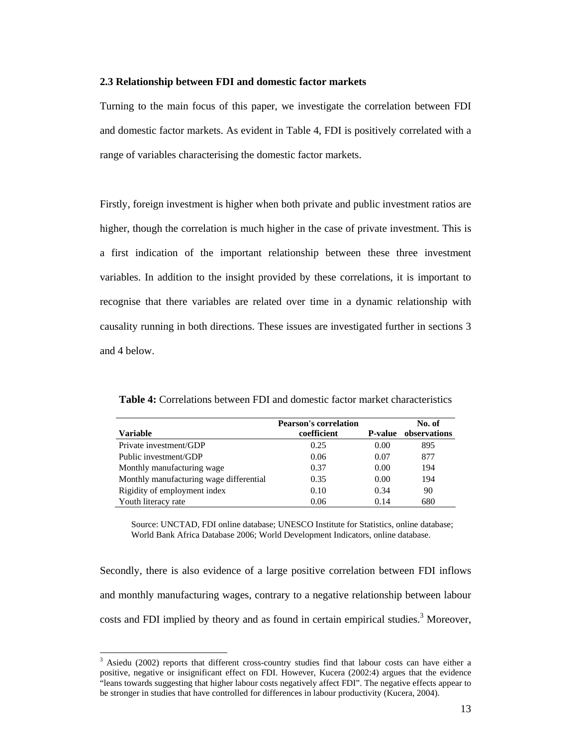### 2.3 Relationship between FDI and domestic factor markets

Turning to the main focus of this paper, we investigate the correlation between FDI and domestic factor markets. As evident in Table 4, FDI is positively correlated with a range of variables characterising the domestic factor markets.

Firstly, foreign investment is higher when both private and public investment ratios are higher, though the correlation is much higher in the case of private investment. This is a first indication of the important relationship between these three investment variables. In addition to the insight provided by these correlations, it is important to recognise that there variables are related over time in a dynamic relationship with causality running in both directions. These issues are investigated further in sections 3 and 4 below.

**Table 4:** Correlations between FDI and domestic factor market characteristics

| Variable | Pearson's correlation coefficient | P-value | No. of observations |
|---|---|---|---|
| Private investment/GDP | 0.25 | 0.00 | 895 |
| Public investment/GDP | 0.06 | 0.07 | 877 |
| Monthly manufacturing wage | 0.37 | 0.00 | 194 |
| Monthly manufacturing wage differential | 0.35 | 0.00 | 194 |
| Rigidity of employment index | 0.10 | 0.34 | 90 |
| Youth literacy rate | 0.06 | 0.14 | 680 |

Source: UNCTAD, FDI online database; UNESCO Institute for Statistics, online database; World Bank Africa Database 2006; World Development Indicators, online database.

Secondly, there is also evidence of a large positive correlation between FDI inflows and monthly manufacturing wages, contrary to a negative relationship between labour costs and FDI implied by theory and as found in certain empirical studies.[3] Moreover,

---

[3] Asiedu (2002) reports that different cross-country studies find that labour costs can have either a positive, negative or insignificant effect on FDI. However, Kucera (2002:4) argues that the evidence "leans towards suggesting that higher labour costs negatively affect FDI". The negative effects appear to be stronger in studies that have controlled for differences in labour productivity (Kucera, 2004).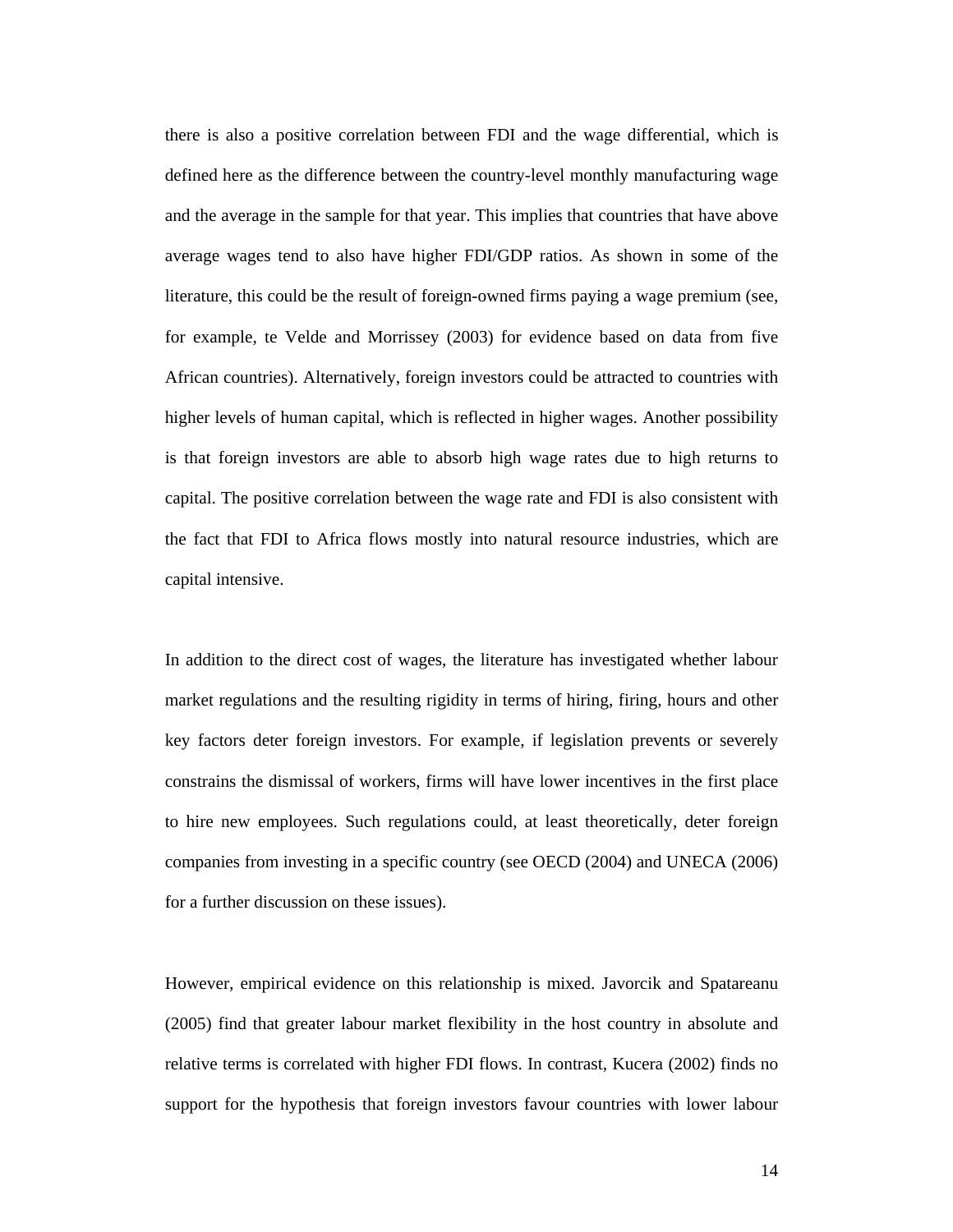there is also a positive correlation between FDI and the wage differential, which is defined here as the difference between the country-level monthly manufacturing wage and the average in the sample for that year. This implies that countries that have above average wages tend to also have higher FDI/GDP ratios. As shown in some of the literature, this could be the result of foreign-owned firms paying a wage premium (see, for example, te Velde and Morrissey (2003) for evidence based on data from five African countries). Alternatively, foreign investors could be attracted to countries with higher levels of human capital, which is reflected in higher wages. Another possibility is that foreign investors are able to absorb high wage rates due to high returns to capital. The positive correlation between the wage rate and FDI is also consistent with the fact that FDI to Africa flows mostly into natural resource industries, which are capital intensive.

In addition to the direct cost of wages, the literature has investigated whether labour market regulations and the resulting rigidity in terms of hiring, firing, hours and other key factors deter foreign investors. For example, if legislation prevents or severely constrains the dismissal of workers, firms will have lower incentives in the first place to hire new employees. Such regulations could, at least theoretically, deter foreign companies from investing in a specific country (see OECD (2004) and UNECA (2006) for a further discussion on these issues).

However, empirical evidence on this relationship is mixed. Javorcik and Spatareanu (2005) find that greater labour market flexibility in the host country in absolute and relative terms is correlated with higher FDI flows. In contrast, Kucera (2002) finds no support for the hypothesis that foreign investors favour countries with lower labour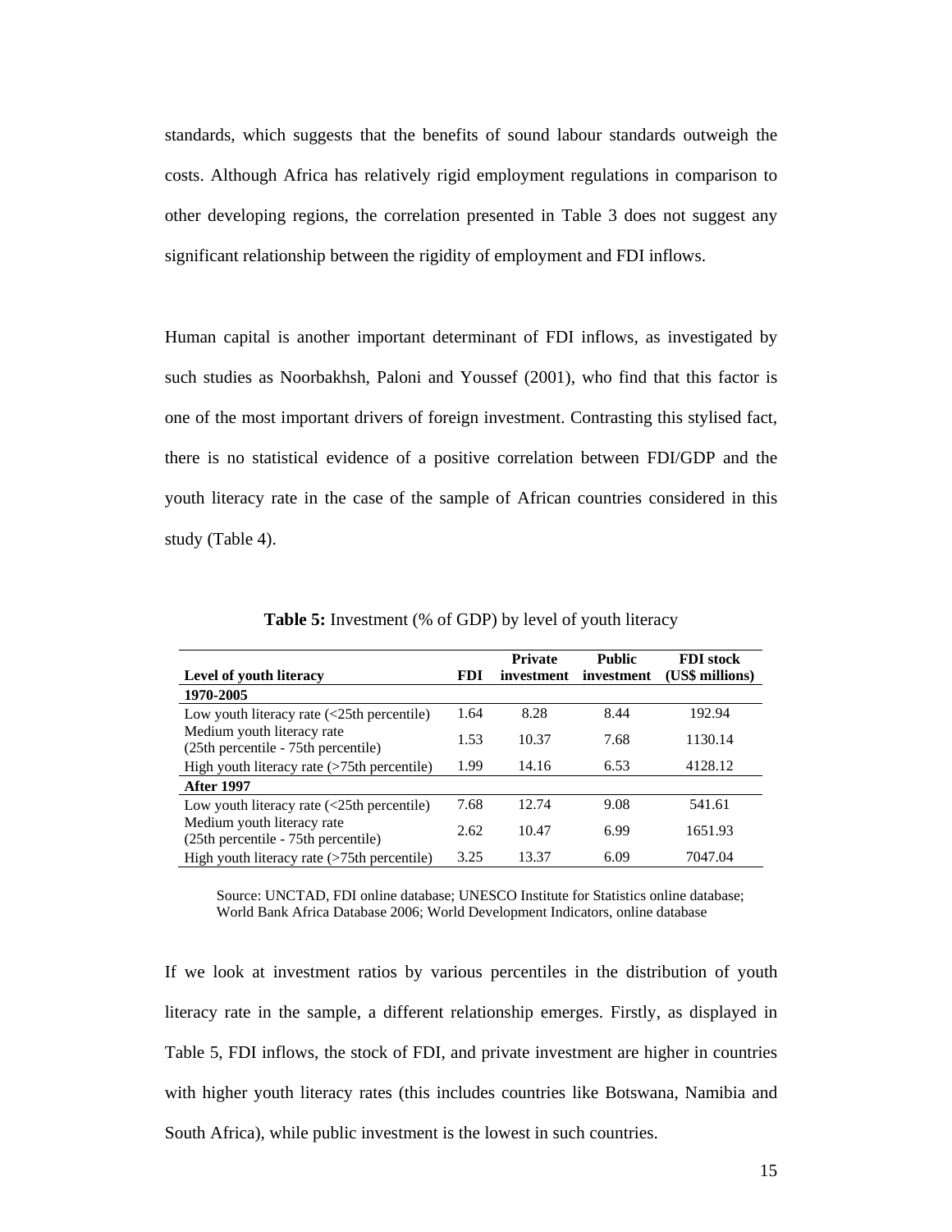standards, which suggests that the benefits of sound labour standards outweigh the costs. Although Africa has relatively rigid employment regulations in comparison to other developing regions, the correlation presented in Table 3 does not suggest any significant relationship between the rigidity of employment and FDI inflows.

Human capital is another important determinant of FDI inflows, as investigated by such studies as Noorbakhsh, Paloni and Youssef (2001), who find that this factor is one of the most important drivers of foreign investment. Contrasting this stylised fact, there is no statistical evidence of a positive correlation between FDI/GDP and the youth literacy rate in the case of the sample of African countries considered in this study (Table 4).

**Table 5:** Investment (% of GDP) by level of youth literacy

| Level of youth literacy | FDI | Private investment | Public investment | FDI stock (US$ millions) |
|---|---|---|---|---|
| **1970-2005** | | | | |
| Low youth literacy rate (<25th percentile) | 1.64 | 8.28 | 8.44 | 192.94 |
| Medium youth literacy rate (25th percentile - 75th percentile) | 1.53 | 10.37 | 7.68 | 1130.14 |
| High youth literacy rate (>75th percentile) | 1.99 | 14.16 | 6.53 | 4128.12 |
| **After 1997** | | | | |
| Low youth literacy rate (<25th percentile) | 7.68 | 12.74 | 9.08 | 541.61 |
| Medium youth literacy rate (25th percentile - 75th percentile) | 2.62 | 10.47 | 6.99 | 1651.93 |
| High youth literacy rate (>75th percentile) | 3.25 | 13.37 | 6.09 | 7047.04 |

Source: UNCTAD, FDI online database; UNESCO Institute for Statistics online database; World Bank Africa Database 2006; World Development Indicators, online database

If we look at investment ratios by various percentiles in the distribution of youth literacy rate in the sample, a different relationship emerges. Firstly, as displayed in Table 5, FDI inflows, the stock of FDI, and private investment are higher in countries with higher youth literacy rates (this includes countries like Botswana, Namibia and South Africa), while public investment is the lowest in such countries.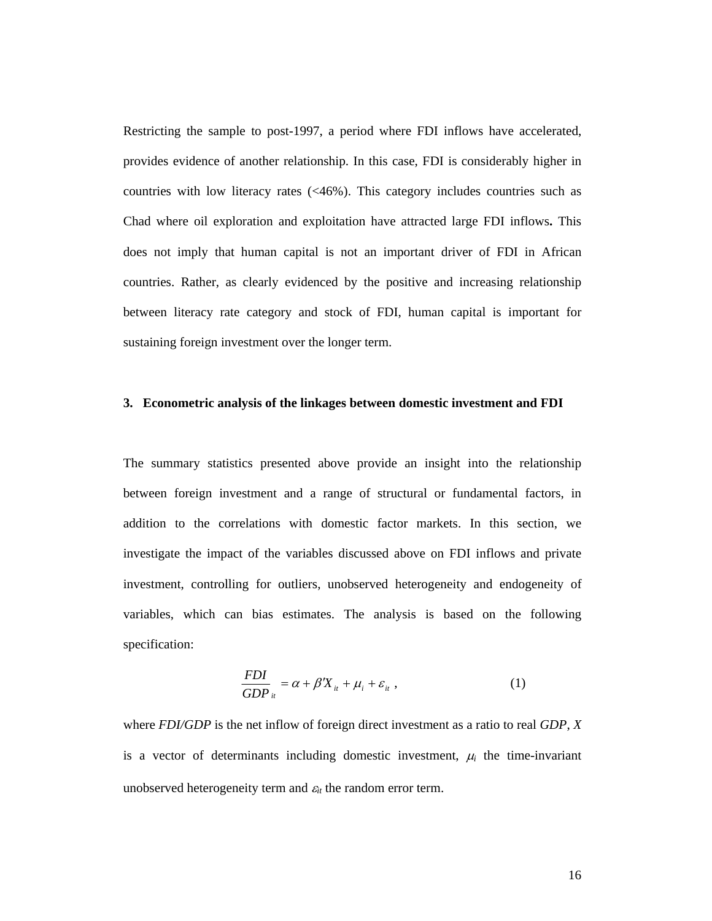Restricting the sample to post-1997, a period where FDI inflows have accelerated, provides evidence of another relationship. In this case, FDI is considerably higher in countries with low literacy rates (<46%). This category includes countries such as Chad where oil exploration and exploitation have attracted large FDI inflows**.** This does not imply that human capital is not an important driver of FDI in African countries. Rather, as clearly evidenced by the positive and increasing relationship between literacy rate category and stock of FDI, human capital is important for sustaining foreign investment over the longer term.

## 3. Econometric analysis of the linkages between domestic investment and FDI

The summary statistics presented above provide an insight into the relationship between foreign investment and a range of structural or fundamental factors, in addition to the correlations with domestic factor markets. In this section, we investigate the impact of the variables discussed above on FDI inflows and private investment, controlling for outliers, unobserved heterogeneity and endogeneity of variables, which can bias estimates. The analysis is based on the following specification:

$$\frac{FDI}{GDP}_{it} = \alpha + \beta' X_{it} + \mu_i + \varepsilon_{it} \ , \qquad (1)$$

where *FDI/GDP* is the net inflow of foreign direct investment as a ratio to real *GDP*, *X* is a vector of determinants including domestic investment, $\mu_i$ the time-invariant unobserved heterogeneity term and $\varepsilon_{it}$ the random error term.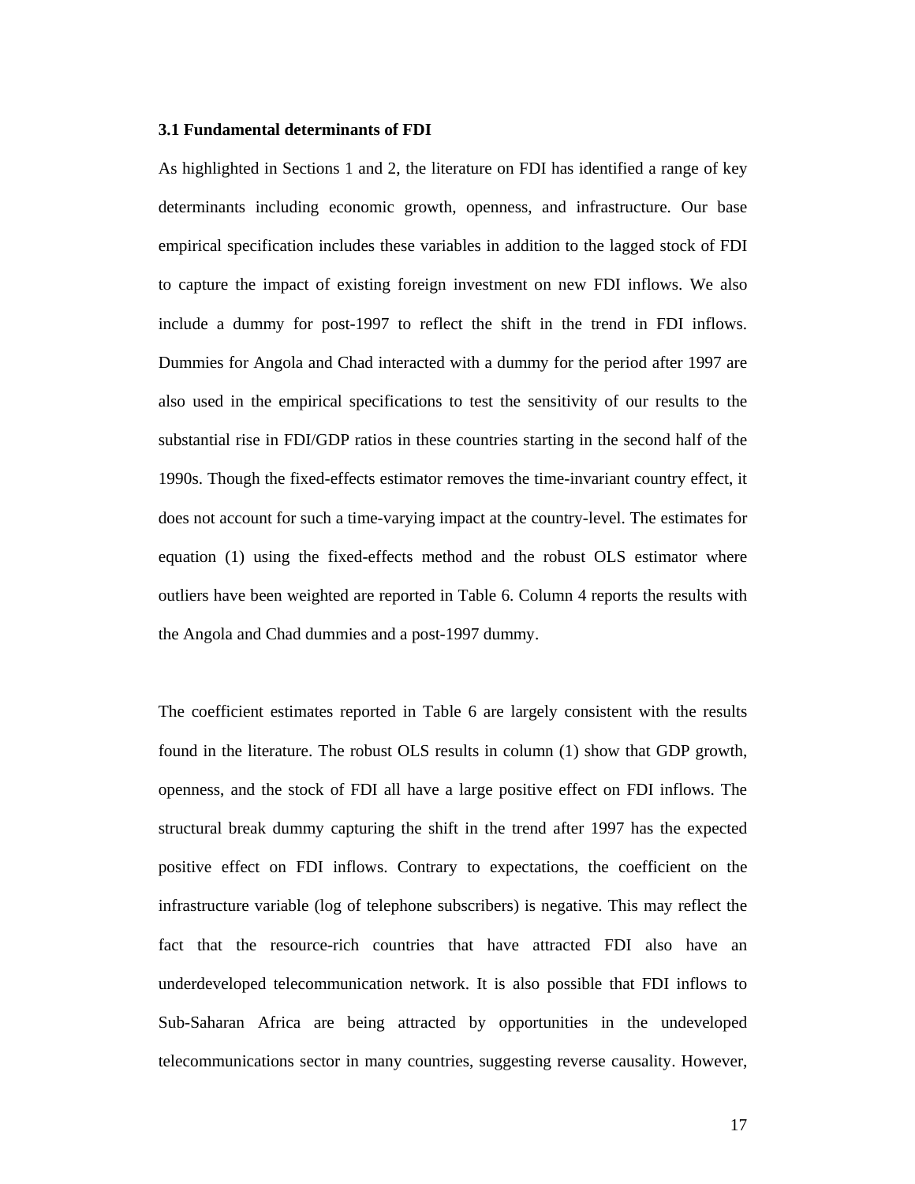### 3.1 Fundamental determinants of FDI

As highlighted in Sections 1 and 2, the literature on FDI has identified a range of key determinants including economic growth, openness, and infrastructure. Our base empirical specification includes these variables in addition to the lagged stock of FDI to capture the impact of existing foreign investment on new FDI inflows. We also include a dummy for post-1997 to reflect the shift in the trend in FDI inflows. Dummies for Angola and Chad interacted with a dummy for the period after 1997 are also used in the empirical specifications to test the sensitivity of our results to the substantial rise in FDI/GDP ratios in these countries starting in the second half of the 1990s. Though the fixed-effects estimator removes the time-invariant country effect, it does not account for such a time-varying impact at the country-level. The estimates for equation (1) using the fixed-effects method and the robust OLS estimator where outliers have been weighted are reported in Table 6. Column 4 reports the results with the Angola and Chad dummies and a post-1997 dummy.

The coefficient estimates reported in Table 6 are largely consistent with the results found in the literature. The robust OLS results in column (1) show that GDP growth, openness, and the stock of FDI all have a large positive effect on FDI inflows. The structural break dummy capturing the shift in the trend after 1997 has the expected positive effect on FDI inflows. Contrary to expectations, the coefficient on the infrastructure variable (log of telephone subscribers) is negative. This may reflect the fact that the resource-rich countries that have attracted FDI also have an underdeveloped telecommunication network. It is also possible that FDI inflows to Sub-Saharan Africa are being attracted by opportunities in the undeveloped telecommunications sector in many countries, suggesting reverse causality. However,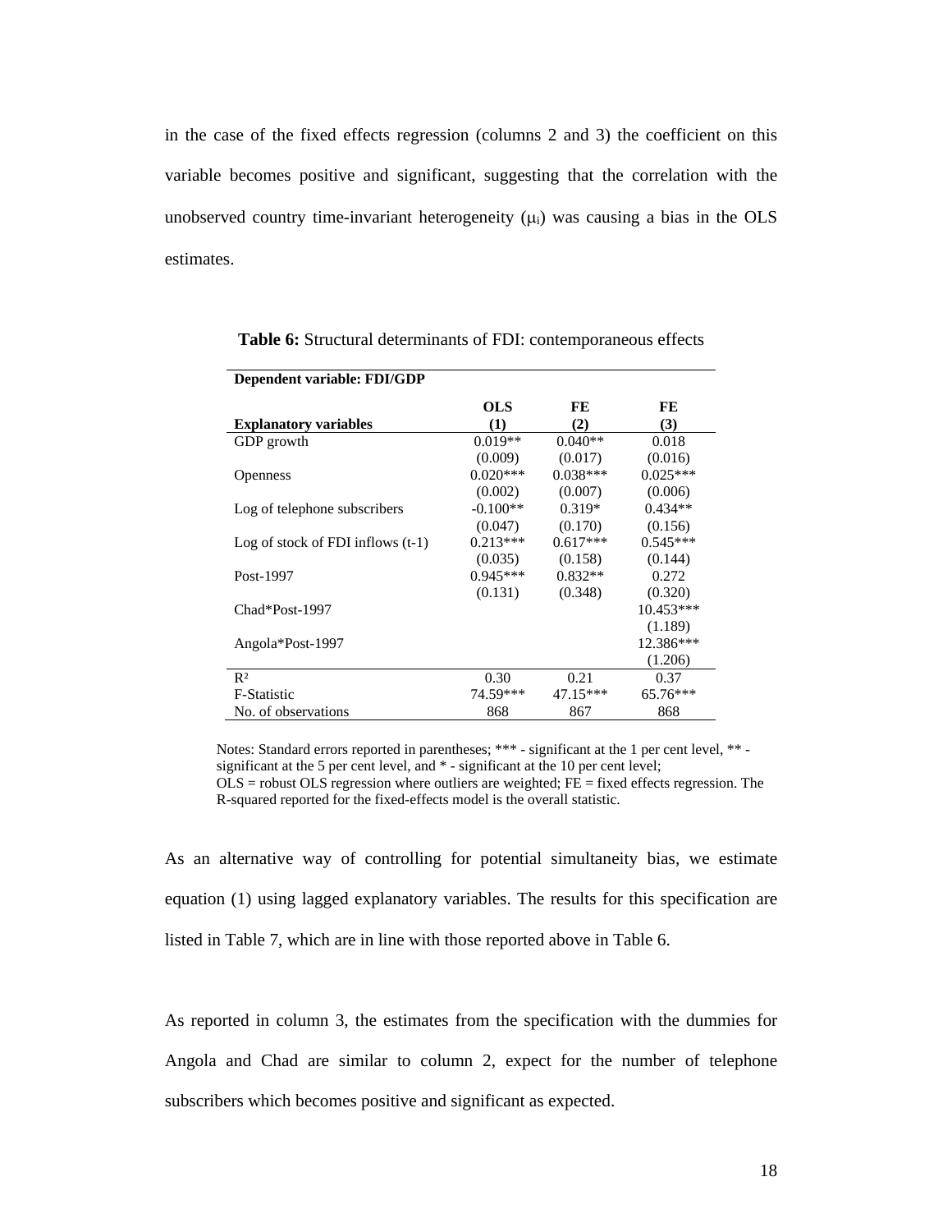in the case of the fixed effects regression (columns 2 and 3) the coefficient on this variable becomes positive and significant, suggesting that the correlation with the unobserved country time-invariant heterogeneity ($\mu_i$) was causing a bias in the OLS estimates.

**Table 6:** Structural determinants of FDI: contemporaneous effects

| **Dependent variable: FDI/GDP** | | | |
|---|---|---|---|
| **Explanatory variables** | **OLS (1)** | **FE (2)** | **FE (3)** |
| GDP growth | 0.019** | 0.040** | 0.018 |
| | (0.009) | (0.017) | (0.016) |
| Openness | 0.020*** | 0.038*** | 0.025*** |
| | (0.002) | (0.007) | (0.006) |
| Log of telephone subscribers | -0.100** | 0.319* | 0.434** |
| | (0.047) | (0.170) | (0.156) |
| Log of stock of FDI inflows (t-1) | 0.213*** | 0.617*** | 0.545*** |
| | (0.035) | (0.158) | (0.144) |
| Post-1997 | 0.945*** | 0.832** | 0.272 |
| | (0.131) | (0.348) | (0.320) |
| Chad*Post-1997 | | | 10.453*** |
| | | | (1.189) |
| Angola*Post-1997 | | | 12.386*** |
| | | | (1.206) |
| $R^2$ | 0.30 | 0.21 | 0.37 |
| F-Statistic | 74.59*** | 47.15*** | 65.76*** |
| No. of observations | 868 | 867 | 868 |

Notes: Standard errors reported in parentheses; *** - significant at the 1 per cent level, ** - significant at the 5 per cent level, and * - significant at the 10 per cent level; OLS = robust OLS regression where outliers are weighted; FE = fixed effects regression. The R-squared reported for the fixed-effects model is the overall statistic.

As an alternative way of controlling for potential simultaneity bias, we estimate equation (1) using lagged explanatory variables. The results for this specification are listed in Table 7, which are in line with those reported above in Table 6.

As reported in column 3, the estimates from the specification with the dummies for Angola and Chad are similar to column 2, expect for the number of telephone subscribers which becomes positive and significant as expected.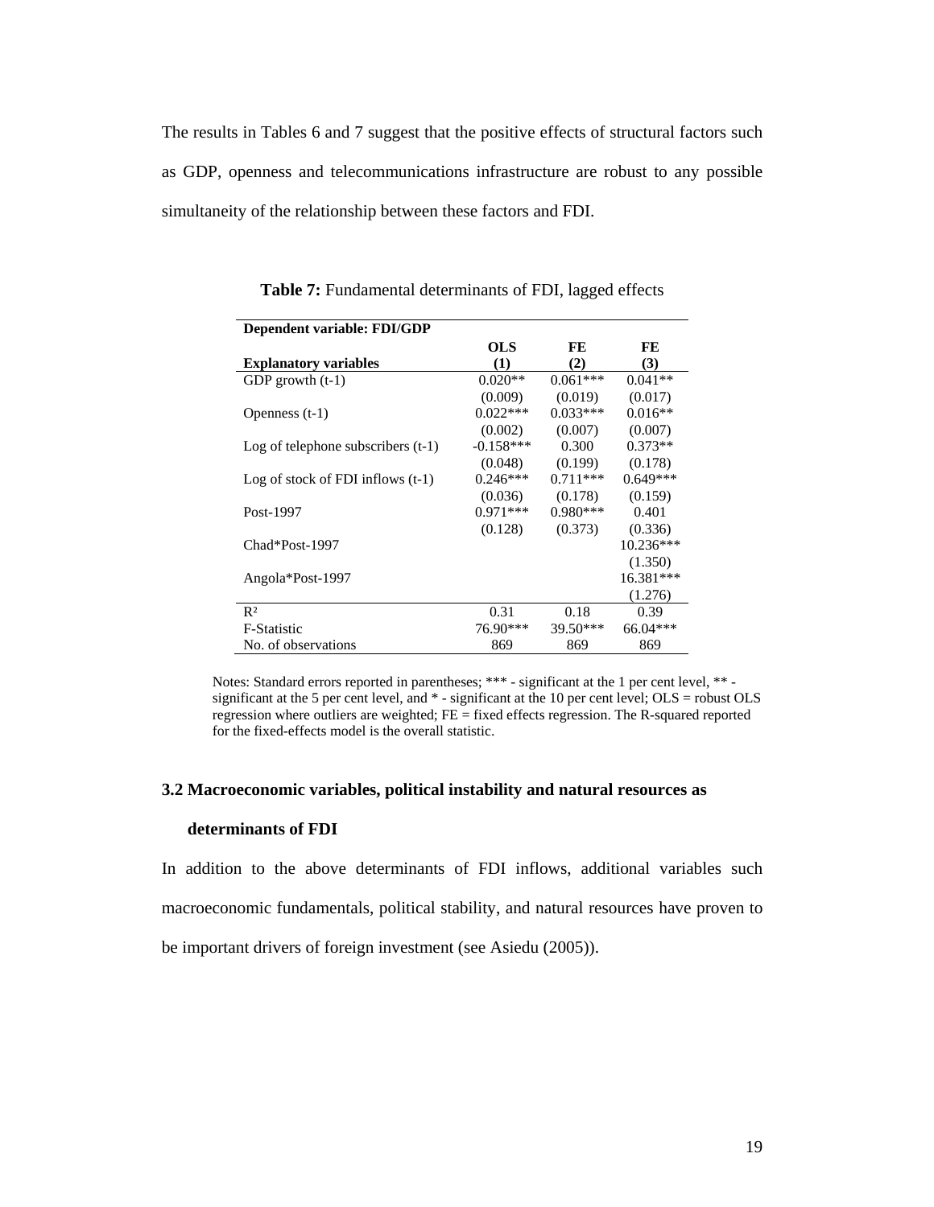The results in Tables 6 and 7 suggest that the positive effects of structural factors such as GDP, openness and telecommunications infrastructure are robust to any possible simultaneity of the relationship between these factors and FDI.

**Table 7:** Fundamental determinants of FDI, lagged effects

| **Dependent variable: FDI/GDP** | | | |
|---|---|---|---|
| **Explanatory variables** | **OLS (1)** | **FE (2)** | **FE (3)** |
| GDP growth (t-1) | 0.020** | 0.061*** | 0.041** |
| | (0.009) | (0.019) | (0.017) |
| Openness (t-1) | 0.022*** | 0.033*** | 0.016** |
| | (0.002) | (0.007) | (0.007) |
| Log of telephone subscribers (t-1) | -0.158*** | 0.300 | 0.373** |
| | (0.048) | (0.199) | (0.178) |
| Log of stock of FDI inflows (t-1) | 0.246*** | 0.711*** | 0.649*** |
| | (0.036) | (0.178) | (0.159) |
| Post-1997 | 0.971*** | 0.980*** | 0.401 |
| | (0.128) | (0.373) | (0.336) |
| Chad*Post-1997 | | | 10.236*** |
| | | | (1.350) |
| Angola*Post-1997 | | | 16.381*** |
| | | | (1.276) |
| $R^2$ | 0.31 | 0.18 | 0.39 |
| F-Statistic | 76.90*** | 39.50*** | 66.04*** |
| No. of observations | 869 | 869 | 869 |

Notes: Standard errors reported in parentheses; *** - significant at the 1 per cent level, ** - significant at the 5 per cent level, and * - significant at the 10 per cent level; OLS = robust OLS regression where outliers are weighted; FE = fixed effects regression. The R-squared reported for the fixed-effects model is the overall statistic.

### 3.2 Macroeconomic variables, political instability and natural resources as determinants of FDI

In addition to the above determinants of FDI inflows, additional variables such macroeconomic fundamentals, political stability, and natural resources have proven to be important drivers of foreign investment (see Asiedu (2005)).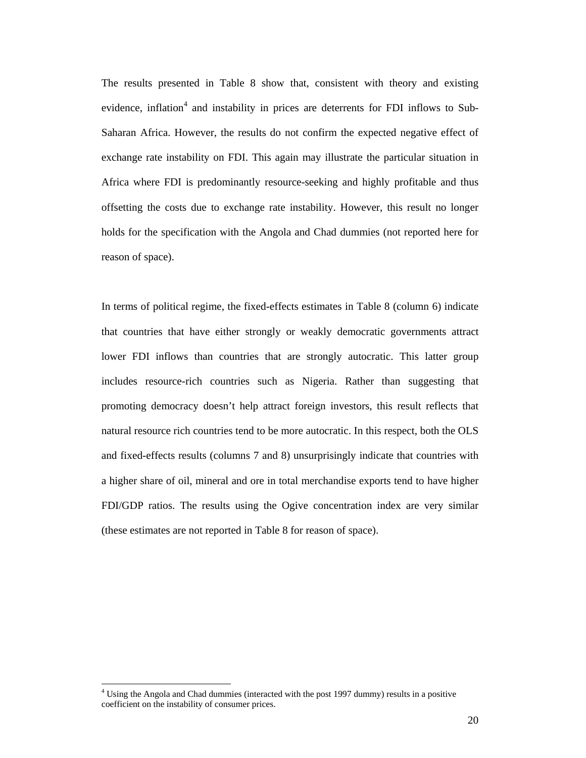The results presented in Table 8 show that, consistent with theory and existing evidence, inflation[4] and instability in prices are deterrents for FDI inflows to Sub-Saharan Africa. However, the results do not confirm the expected negative effect of exchange rate instability on FDI. This again may illustrate the particular situation in Africa where FDI is predominantly resource-seeking and highly profitable and thus offsetting the costs due to exchange rate instability. However, this result no longer holds for the specification with the Angola and Chad dummies (not reported here for reason of space).

In terms of political regime, the fixed-effects estimates in Table 8 (column 6) indicate that countries that have either strongly or weakly democratic governments attract lower FDI inflows than countries that are strongly autocratic. This latter group includes resource-rich countries such as Nigeria. Rather than suggesting that promoting democracy doesn't help attract foreign investors, this result reflects that natural resource rich countries tend to be more autocratic. In this respect, both the OLS and fixed-effects results (columns 7 and 8) unsurprisingly indicate that countries with a higher share of oil, mineral and ore in total merchandise exports tend to have higher FDI/GDP ratios. The results using the Ogive concentration index are very similar (these estimates are not reported in Table 8 for reason of space).

[4] Using the Angola and Chad dummies (interacted with the post 1997 dummy) results in a positive coefficient on the instability of consumer prices.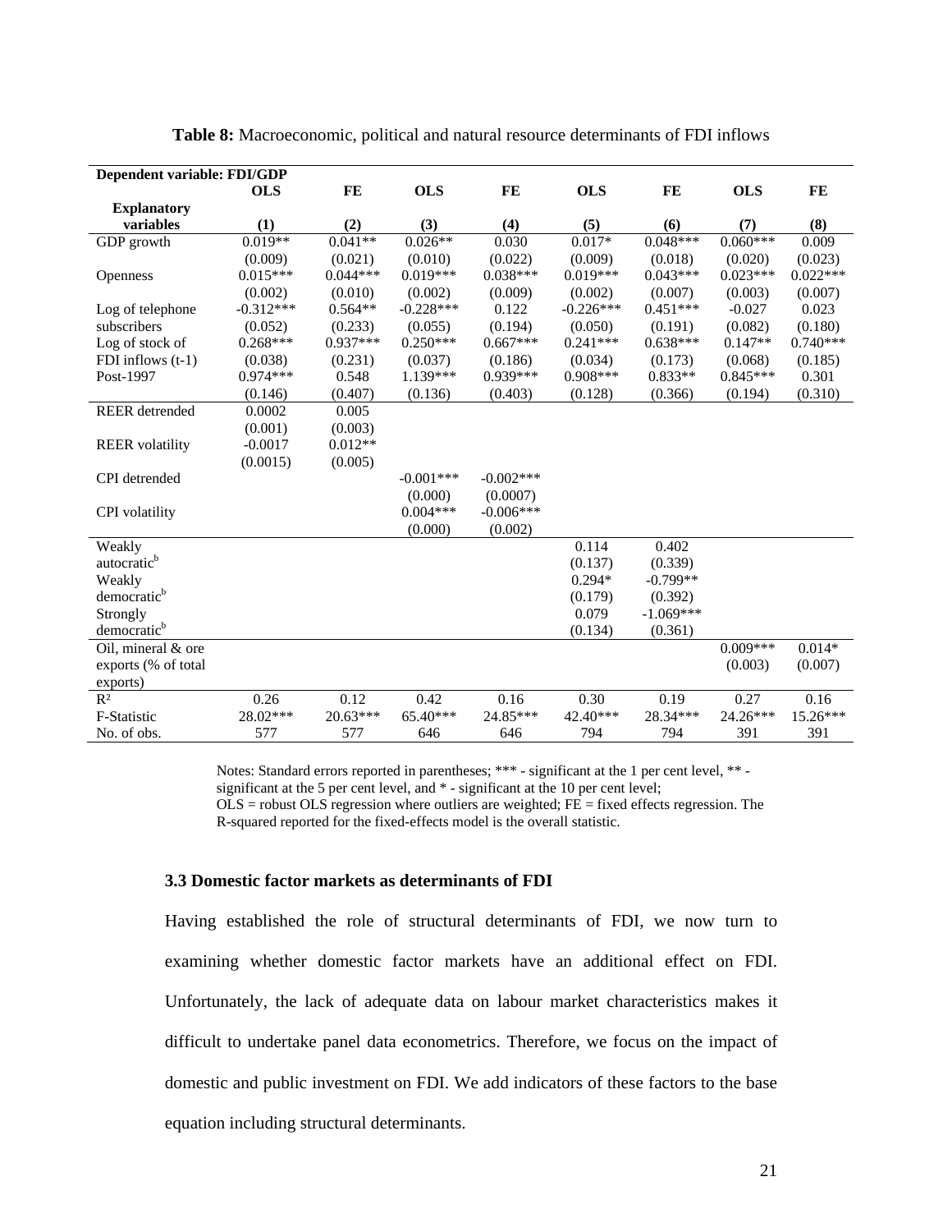**Table 8:** Macroeconomic, political and natural resource determinants of FDI inflows

| Dependent variable: FDI/GDP | OLS | FE | OLS | FE | OLS | FE | OLS | FE |
|---|---|---|---|---|---|---|---|---|
| **Explanatory variables** | **(1)** | **(2)** | **(3)** | **(4)** | **(5)** | **(6)** | **(7)** | **(8)** |
| GDP growth | 0.019** | 0.041** | 0.026** | 0.030 | 0.017* | 0.048*** | 0.060*** | 0.009 |
| | (0.009) | (0.021) | (0.010) | (0.022) | (0.009) | (0.018) | (0.020) | (0.023) |
| Openness | 0.015*** | 0.044*** | 0.019*** | 0.038*** | 0.019*** | 0.043*** | 0.023*** | 0.022*** |
| | (0.002) | (0.010) | (0.002) | (0.009) | (0.002) | (0.007) | (0.003) | (0.007) |
| Log of telephone subscribers | -0.312*** | 0.564** | -0.228*** | 0.122 | -0.226*** | 0.451*** | -0.027 | 0.023 |
| | (0.052) | (0.233) | (0.055) | (0.194) | (0.050) | (0.191) | (0.082) | (0.180) |
| Log of stock of FDI inflows (t-1) | 0.268*** | 0.937*** | 0.250*** | 0.667*** | 0.241*** | 0.638*** | 0.147** | 0.740*** |
| | (0.038) | (0.231) | (0.037) | (0.186) | (0.034) | (0.173) | (0.068) | (0.185) |
| Post-1997 | 0.974*** | 0.548 | 1.139*** | 0.939*** | 0.908*** | 0.833** | 0.845*** | 0.301 |
| | (0.146) | (0.407) | (0.136) | (0.403) | (0.128) | (0.366) | (0.194) | (0.310) |
| REER detrended | 0.0002 | 0.005 | | | | | | |
| | (0.001) | (0.003) | | | | | | |
| REER volatility | -0.0017 | 0.012** | | | | | | |
| | (0.0015) | (0.005) | | | | | | |
| CPI detrended | | | -0.001*** | -0.002*** | | | | |
| | | | (0.000) | (0.0007) | | | | |
| CPI volatility | | | 0.004*** | -0.006*** | | | | |
| | | | (0.000) | (0.002) | | | | |
| Weakly autocratic[b] | | | | | 0.114 | 0.402 | | |
| | | | | | (0.137) | (0.339) | | |
| Weakly democratic[b] | | | | | 0.294* | -0.799** | | |
| | | | | | (0.179) | (0.392) | | |
| Strongly democratic[b] | | | | | 0.079 | -1.069*** | | |
| | | | | | (0.134) | (0.361) | | |
| Oil, mineral & ore exports (% of total exports) | | | | | | | 0.009*** | 0.014* |
| | | | | | | | (0.003) | (0.007) |
| $R^2$ | 0.26 | 0.12 | 0.42 | 0.16 | 0.30 | 0.19 | 0.27 | 0.16 |
| F-Statistic | 28.02*** | 20.63*** | 65.40*** | 24.85*** | 42.40*** | 28.34*** | 24.26*** | 15.26*** |
| No. of obs. | 577 | 577 | 646 | 646 | 794 | 794 | 391 | 391 |

Notes: Standard errors reported in parentheses; *** - significant at the 1 per cent level, ** - significant at the 5 per cent level, and * - significant at the 10 per cent level; OLS = robust OLS regression where outliers are weighted; FE = fixed effects regression. The R-squared reported for the fixed-effects model is the overall statistic.

### 3.3 Domestic factor markets as determinants of FDI

Having established the role of structural determinants of FDI, we now turn to examining whether domestic factor markets have an additional effect on FDI. Unfortunately, the lack of adequate data on labour market characteristics makes it difficult to undertake panel data econometrics. Therefore, we focus on the impact of domestic and public investment on FDI. We add indicators of these factors to the base equation including structural determinants.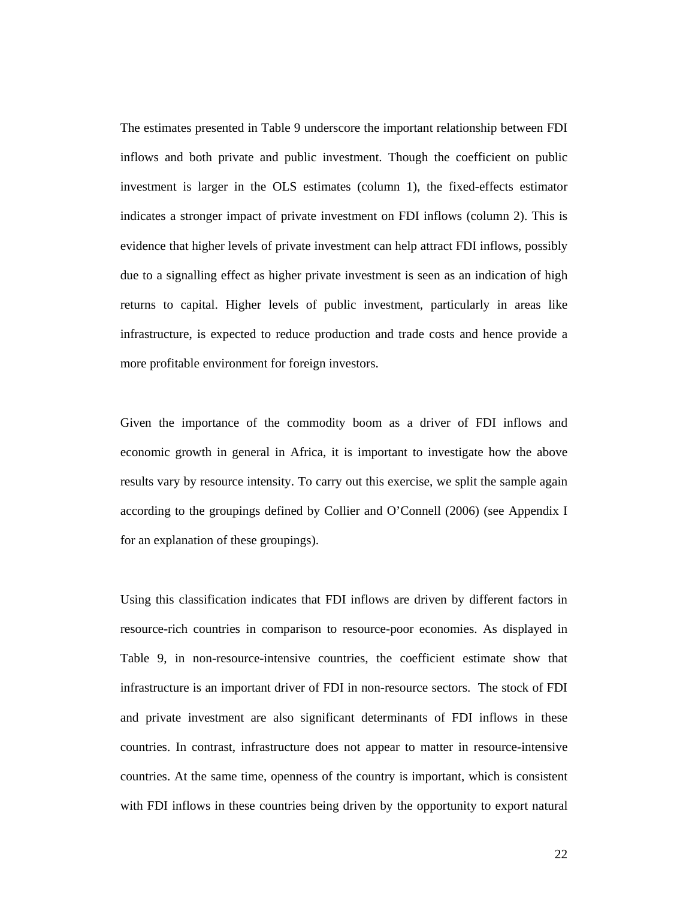The estimates presented in Table 9 underscore the important relationship between FDI inflows and both private and public investment. Though the coefficient on public investment is larger in the OLS estimates (column 1), the fixed-effects estimator indicates a stronger impact of private investment on FDI inflows (column 2). This is evidence that higher levels of private investment can help attract FDI inflows, possibly due to a signalling effect as higher private investment is seen as an indication of high returns to capital. Higher levels of public investment, particularly in areas like infrastructure, is expected to reduce production and trade costs and hence provide a more profitable environment for foreign investors.

Given the importance of the commodity boom as a driver of FDI inflows and economic growth in general in Africa, it is important to investigate how the above results vary by resource intensity. To carry out this exercise, we split the sample again according to the groupings defined by Collier and O'Connell (2006) (see Appendix I for an explanation of these groupings).

Using this classification indicates that FDI inflows are driven by different factors in resource-rich countries in comparison to resource-poor economies. As displayed in Table 9, in non-resource-intensive countries, the coefficient estimate show that infrastructure is an important driver of FDI in non-resource sectors. The stock of FDI and private investment are also significant determinants of FDI inflows in these countries. In contrast, infrastructure does not appear to matter in resource-intensive countries. At the same time, openness of the country is important, which is consistent with FDI inflows in these countries being driven by the opportunity to export natural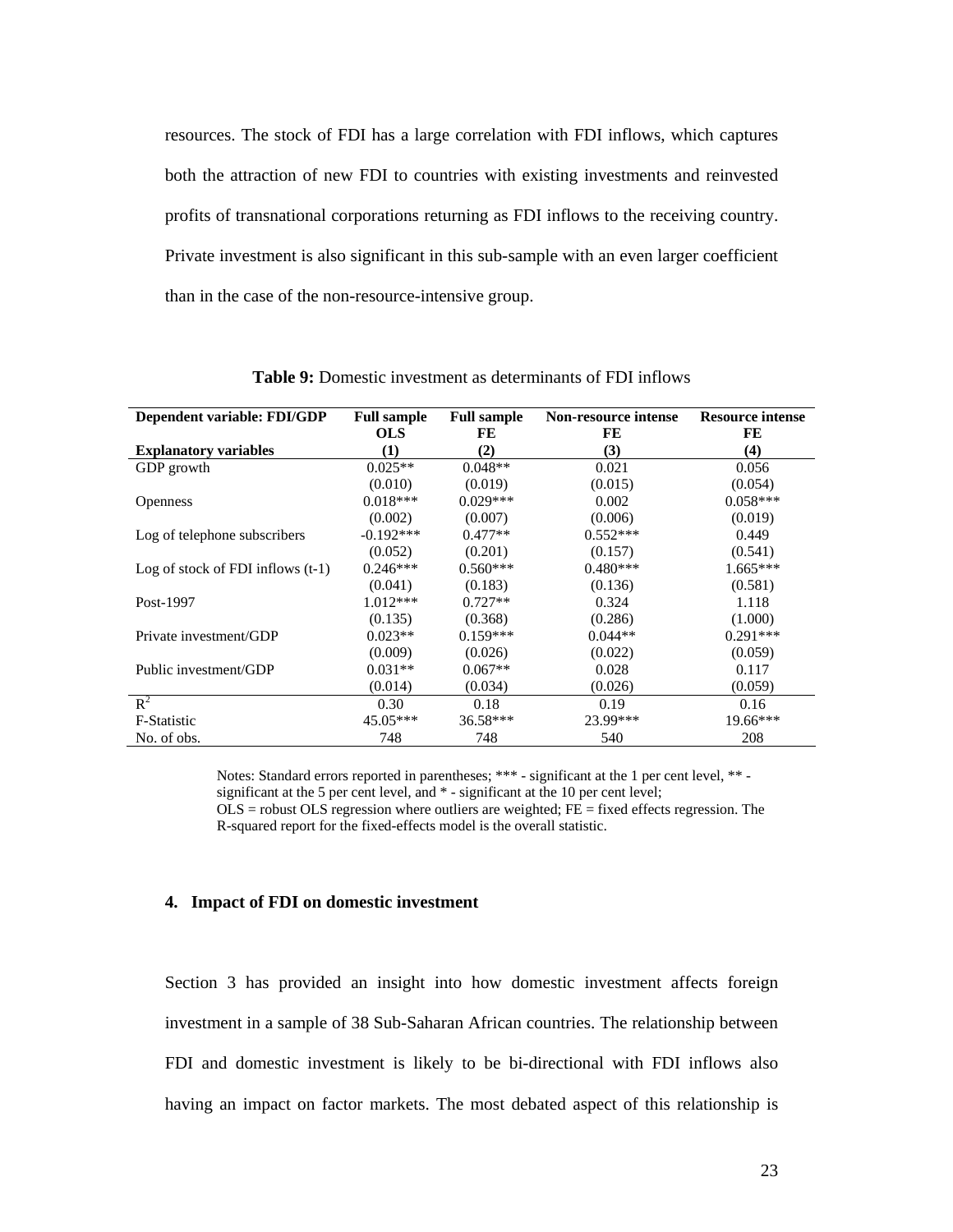resources. The stock of FDI has a large correlation with FDI inflows, which captures both the attraction of new FDI to countries with existing investments and reinvested profits of transnational corporations returning as FDI inflows to the receiving country. Private investment is also significant in this sub-sample with an even larger coefficient than in the case of the non-resource-intensive group.

**Table 9:** Domestic investment as determinants of FDI inflows

| **Dependent variable: FDI/GDP** | **Full sample OLS** | **Full sample FE** | **Non-resource intense FE** | **Resource intense FE** |
|---|---|---|---|---|
| **Explanatory variables** | **(1)** | **(2)** | **(3)** | **(4)** |
| GDP growth | 0.025** | 0.048** | 0.021 | 0.056 |
| | (0.010) | (0.019) | (0.015) | (0.054) |
| Openness | 0.018*** | 0.029*** | 0.002 | 0.058*** |
| | (0.002) | (0.007) | (0.006) | (0.019) |
| Log of telephone subscribers | -0.192*** | 0.477** | 0.552*** | 0.449 |
| | (0.052) | (0.201) | (0.157) | (0.541) |
| Log of stock of FDI inflows (t-1) | 0.246*** | 0.560*** | 0.480*** | 1.665*** |
| | (0.041) | (0.183) | (0.136) | (0.581) |
| Post-1997 | 1.012*** | 0.727** | 0.324 | 1.118 |
| | (0.135) | (0.368) | (0.286) | (1.000) |
| Private investment/GDP | 0.023** | 0.159*** | 0.044** | 0.291*** |
| | (0.009) | (0.026) | (0.022) | (0.059) |
| Public investment/GDP | 0.031** | 0.067** | 0.028 | 0.117 |
| | (0.014) | (0.034) | (0.026) | (0.059) |
| $R^2$ | 0.30 | 0.18 | 0.19 | 0.16 |
| F-Statistic | 45.05*** | 36.58*** | 23.99*** | 19.66*** |
| No. of obs. | 748 | 748 | 540 | 208 |

Notes: Standard errors reported in parentheses; *** - significant at the 1 per cent level, ** - significant at the 5 per cent level, and * - significant at the 10 per cent level; OLS = robust OLS regression where outliers are weighted; FE = fixed effects regression. The R-squared report for the fixed-effects model is the overall statistic.

## 4. Impact of FDI on domestic investment

Section 3 has provided an insight into how domestic investment affects foreign investment in a sample of 38 Sub-Saharan African countries. The relationship between FDI and domestic investment is likely to be bi-directional with FDI inflows also having an impact on factor markets. The most debated aspect of this relationship is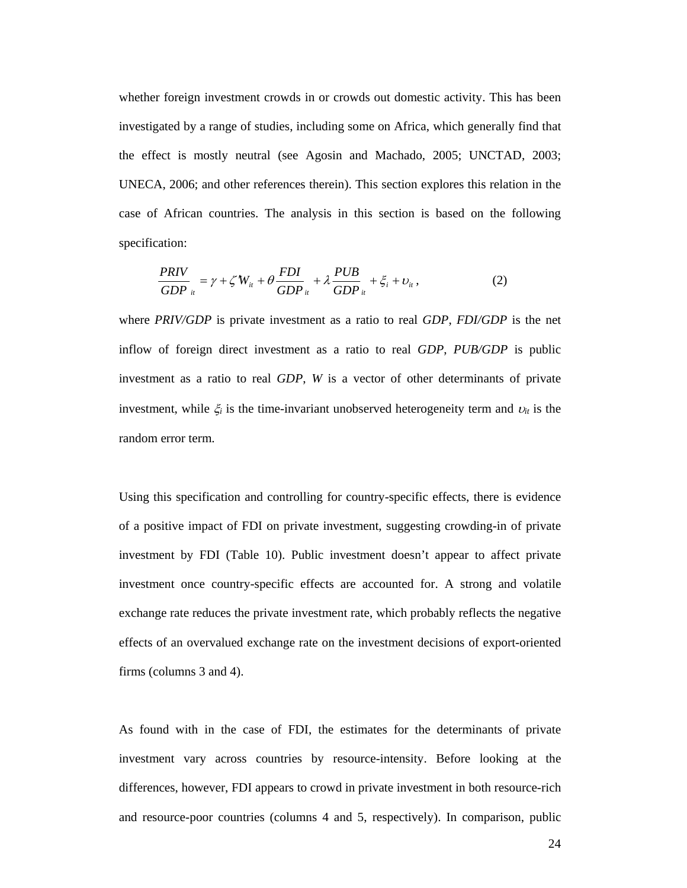whether foreign investment crowds in or crowds out domestic activity. This has been investigated by a range of studies, including some on Africa, which generally find that the effect is mostly neutral (see Agosin and Machado, 2005; UNCTAD, 2003; UNECA, 2006; and other references therein). This section explores this relation in the case of African countries. The analysis in this section is based on the following specification:

$$\frac{PRIV}{GDP}_{it} = \gamma + \zeta' W_{it} + \theta \frac{FDI}{GDP}_{it} + \lambda \frac{PUB}{GDP}_{it} + \xi_i + \upsilon_{it}\,, \qquad (2)$$

where *PRIV/GDP* is private investment as a ratio to real *GDP*, *FDI/GDP* is the net inflow of foreign direct investment as a ratio to real *GDP*, *PUB/GDP* is public investment as a ratio to real *GDP*, *W* is a vector of other determinants of private investment, while $\xi_i$ is the time-invariant unobserved heterogeneity term and $\upsilon_{it}$ is the random error term.

Using this specification and controlling for country-specific effects, there is evidence of a positive impact of FDI on private investment, suggesting crowding-in of private investment by FDI (Table 10). Public investment doesn't appear to affect private investment once country-specific effects are accounted for. A strong and volatile exchange rate reduces the private investment rate, which probably reflects the negative effects of an overvalued exchange rate on the investment decisions of export-oriented firms (columns 3 and 4).

As found with in the case of FDI, the estimates for the determinants of private investment vary across countries by resource-intensity. Before looking at the differences, however, FDI appears to crowd in private investment in both resource-rich and resource-poor countries (columns 4 and 5, respectively). In comparison, public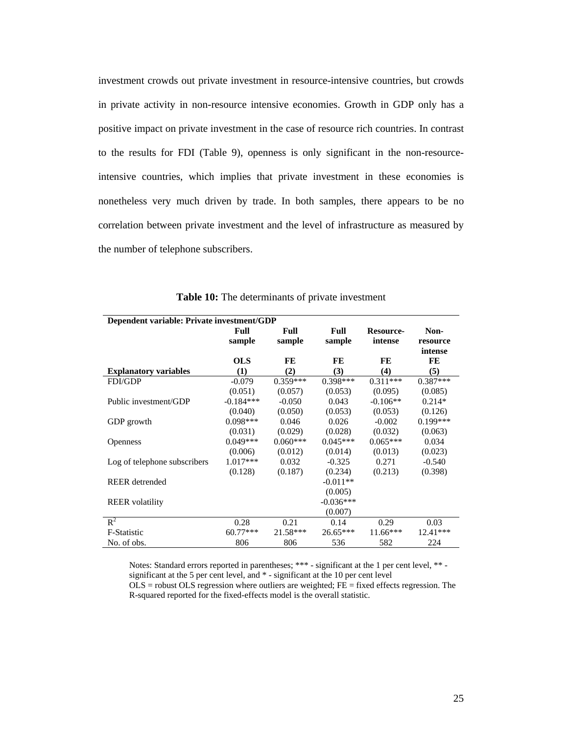investment crowds out private investment in resource-intensive countries, but crowds in private activity in non-resource intensive economies. Growth in GDP only has a positive impact on private investment in the case of resource rich countries. In contrast to the results for FDI (Table 9), openness is only significant in the non-resource-intensive countries, which implies that private investment in these economies is nonetheless very much driven by trade. In both samples, there appears to be no correlation between private investment and the level of infrastructure as measured by the number of telephone subscribers.

**Table 10:** The determinants of private investment

| **Dependent variable: Private investment/GDP** | | | | | |
|---|---|---|---|---|---|
| | **Full sample** | **Full sample** | **Full sample** | **Resource-intense** | **Non-resource intense** |
| | **OLS** | **FE** | **FE** | **FE** | **FE** |
| **Explanatory variables** | **(1)** | **(2)** | **(3)** | **(4)** | **(5)** |
| FDI/GDP | -0.079 | 0.359*** | 0.398*** | 0.311*** | 0.387*** |
| | (0.051) | (0.057) | (0.053) | (0.095) | (0.085) |
| Public investment/GDP | -0.184*** | -0.050 | 0.043 | -0.106** | 0.214* |
| | (0.040) | (0.050) | (0.053) | (0.053) | (0.126) |
| GDP growth | 0.098*** | 0.046 | 0.026 | -0.002 | 0.199*** |
| | (0.031) | (0.029) | (0.028) | (0.032) | (0.063) |
| Openness | 0.049*** | 0.060*** | 0.045*** | 0.065*** | 0.034 |
| | (0.006) | (0.012) | (0.014) | (0.013) | (0.023) |
| Log of telephone subscribers | 1.017*** | 0.032 | -0.325 | 0.271 | -0.540 |
| | (0.128) | (0.187) | (0.234) | (0.213) | (0.398) |
| REER detrended | | | -0.011** | | |
| | | | (0.005) | | |
| REER volatility | | | -0.036*** | | |
| | | | (0.007) | | |
| $R^2$ | 0.28 | 0.21 | 0.14 | 0.29 | 0.03 |
| F-Statistic | 60.77*** | 21.58*** | 26.65*** | 11.66*** | 12.41*** |
| No. of obs. | 806 | 806 | 536 | 582 | 224 |

Notes: Standard errors reported in parentheses; *** - significant at the 1 per cent level, ** - significant at the 5 per cent level, and * - significant at the 10 per cent level
OLS = robust OLS regression where outliers are weighted; FE = fixed effects regression. The R-squared reported for the fixed-effects model is the overall statistic.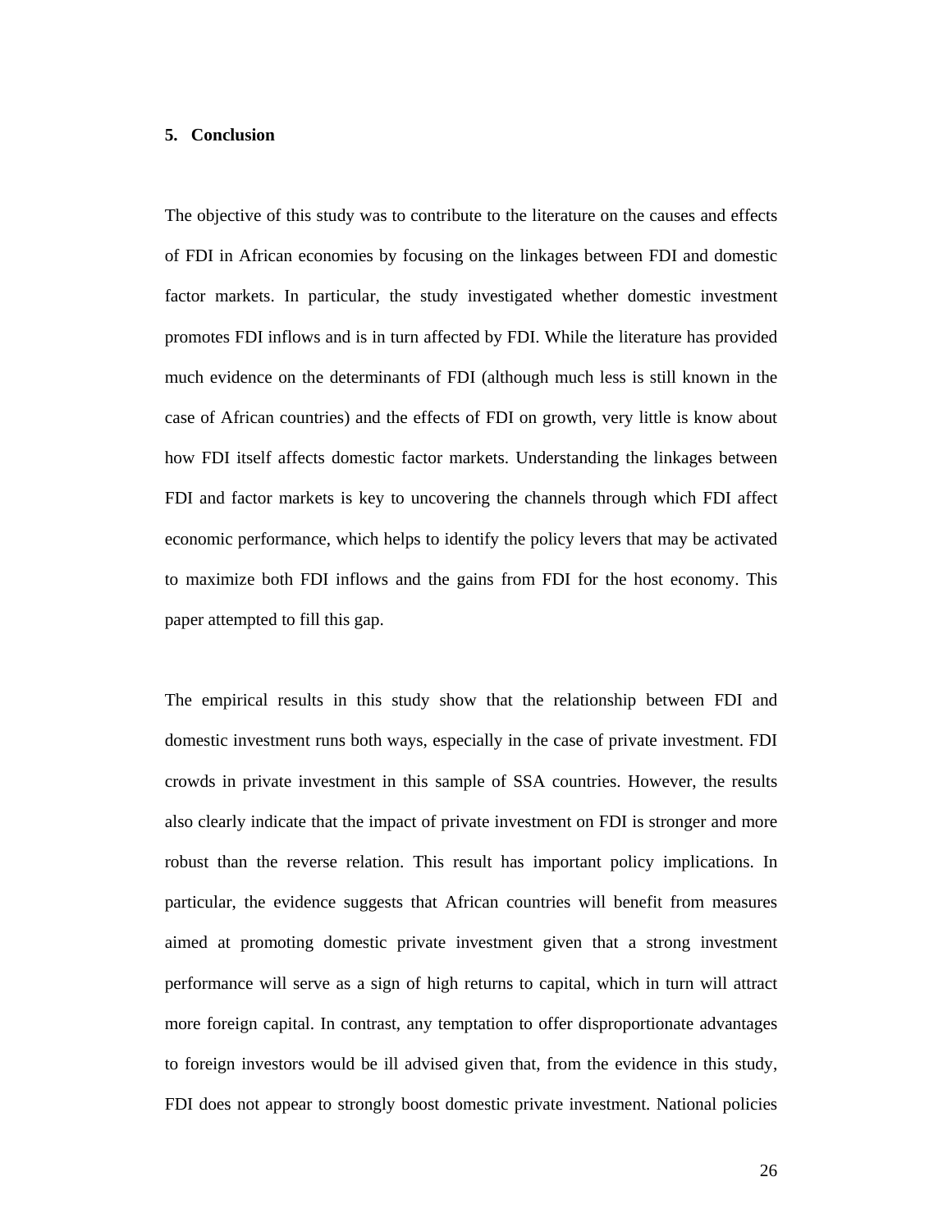## 5. Conclusion

The objective of this study was to contribute to the literature on the causes and effects of FDI in African economies by focusing on the linkages between FDI and domestic factor markets. In particular, the study investigated whether domestic investment promotes FDI inflows and is in turn affected by FDI. While the literature has provided much evidence on the determinants of FDI (although much less is still known in the case of African countries) and the effects of FDI on growth, very little is know about how FDI itself affects domestic factor markets. Understanding the linkages between FDI and factor markets is key to uncovering the channels through which FDI affect economic performance, which helps to identify the policy levers that may be activated to maximize both FDI inflows and the gains from FDI for the host economy. This paper attempted to fill this gap.

The empirical results in this study show that the relationship between FDI and domestic investment runs both ways, especially in the case of private investment. FDI crowds in private investment in this sample of SSA countries. However, the results also clearly indicate that the impact of private investment on FDI is stronger and more robust than the reverse relation. This result has important policy implications. In particular, the evidence suggests that African countries will benefit from measures aimed at promoting domestic private investment given that a strong investment performance will serve as a sign of high returns to capital, which in turn will attract more foreign capital. In contrast, any temptation to offer disproportionate advantages to foreign investors would be ill advised given that, from the evidence in this study, FDI does not appear to strongly boost domestic private investment. National policies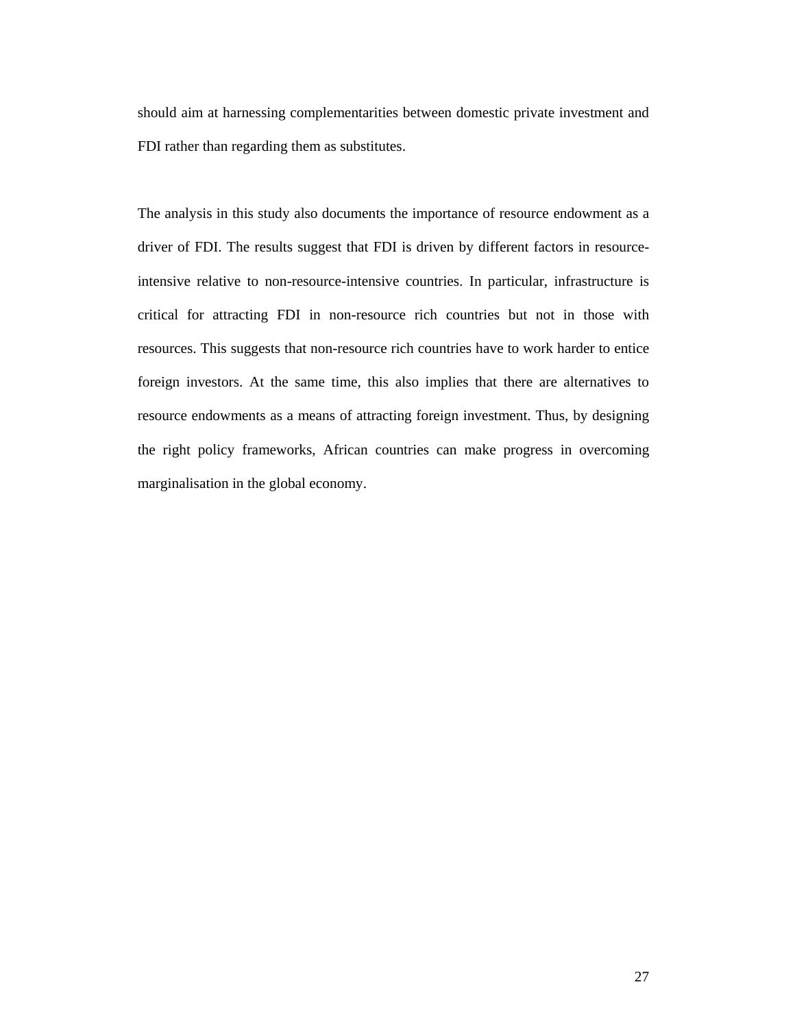should aim at harnessing complementarities between domestic private investment and FDI rather than regarding them as substitutes.

The analysis in this study also documents the importance of resource endowment as a driver of FDI. The results suggest that FDI is driven by different factors in resource-intensive relative to non-resource-intensive countries. In particular, infrastructure is critical for attracting FDI in non-resource rich countries but not in those with resources. This suggests that non-resource rich countries have to work harder to entice foreign investors. At the same time, this also implies that there are alternatives to resource endowments as a means of attracting foreign investment. Thus, by designing the right policy frameworks, African countries can make progress in overcoming marginalisation in the global economy.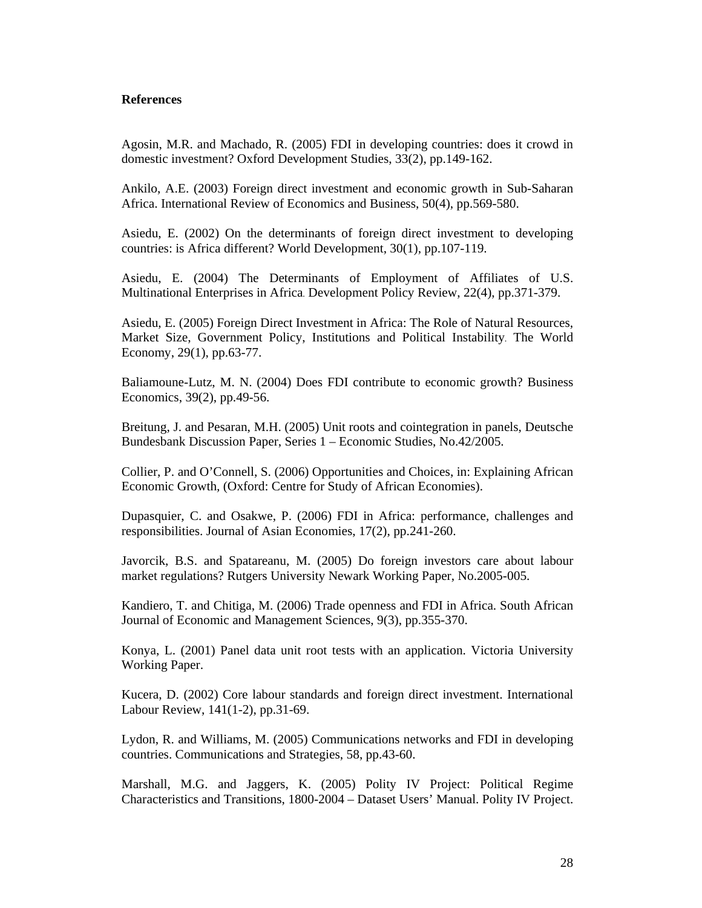**References**

Agosin, M.R. and Machado, R. (2005) FDI in developing countries: does it crowd in domestic investment? Oxford Development Studies, 33(2), pp.149-162.

Ankilo, A.E. (2003) Foreign direct investment and economic growth in Sub-Saharan Africa. International Review of Economics and Business, 50(4), pp.569-580.

Asiedu, E. (2002) On the determinants of foreign direct investment to developing countries: is Africa different? World Development, 30(1), pp.107-119.

Asiedu, E. (2004) The Determinants of Employment of Affiliates of U.S. Multinational Enterprises in Africa. Development Policy Review, 22(4), pp.371-379.

Asiedu, E. (2005) Foreign Direct Investment in Africa: The Role of Natural Resources, Market Size, Government Policy, Institutions and Political Instability. The World Economy, 29(1), pp.63-77.

Baliamoune-Lutz, M. N. (2004) Does FDI contribute to economic growth? Business Economics, 39(2), pp.49-56.

Breitung, J. and Pesaran, M.H. (2005) Unit roots and cointegration in panels, Deutsche Bundesbank Discussion Paper, Series 1 – Economic Studies, No.42/2005.

Collier, P. and O'Connell, S. (2006) Opportunities and Choices, in: Explaining African Economic Growth, (Oxford: Centre for Study of African Economies).

Dupasquier, C. and Osakwe, P. (2006) FDI in Africa: performance, challenges and responsibilities. Journal of Asian Economies, 17(2), pp.241-260.

Javorcik, B.S. and Spatareanu, M. (2005) Do foreign investors care about labour market regulations? Rutgers University Newark Working Paper, No.2005-005.

Kandiero, T. and Chitiga, M. (2006) Trade openness and FDI in Africa. South African Journal of Economic and Management Sciences, 9(3), pp.355-370.

Konya, L. (2001) Panel data unit root tests with an application. Victoria University Working Paper.

Kucera, D. (2002) Core labour standards and foreign direct investment. International Labour Review, 141(1-2), pp.31-69.

Lydon, R. and Williams, M. (2005) Communications networks and FDI in developing countries. Communications and Strategies, 58, pp.43-60.

Marshall, M.G. and Jaggers, K. (2005) Polity IV Project: Political Regime Characteristics and Transitions, 1800-2004 – Dataset Users' Manual. Polity IV Project.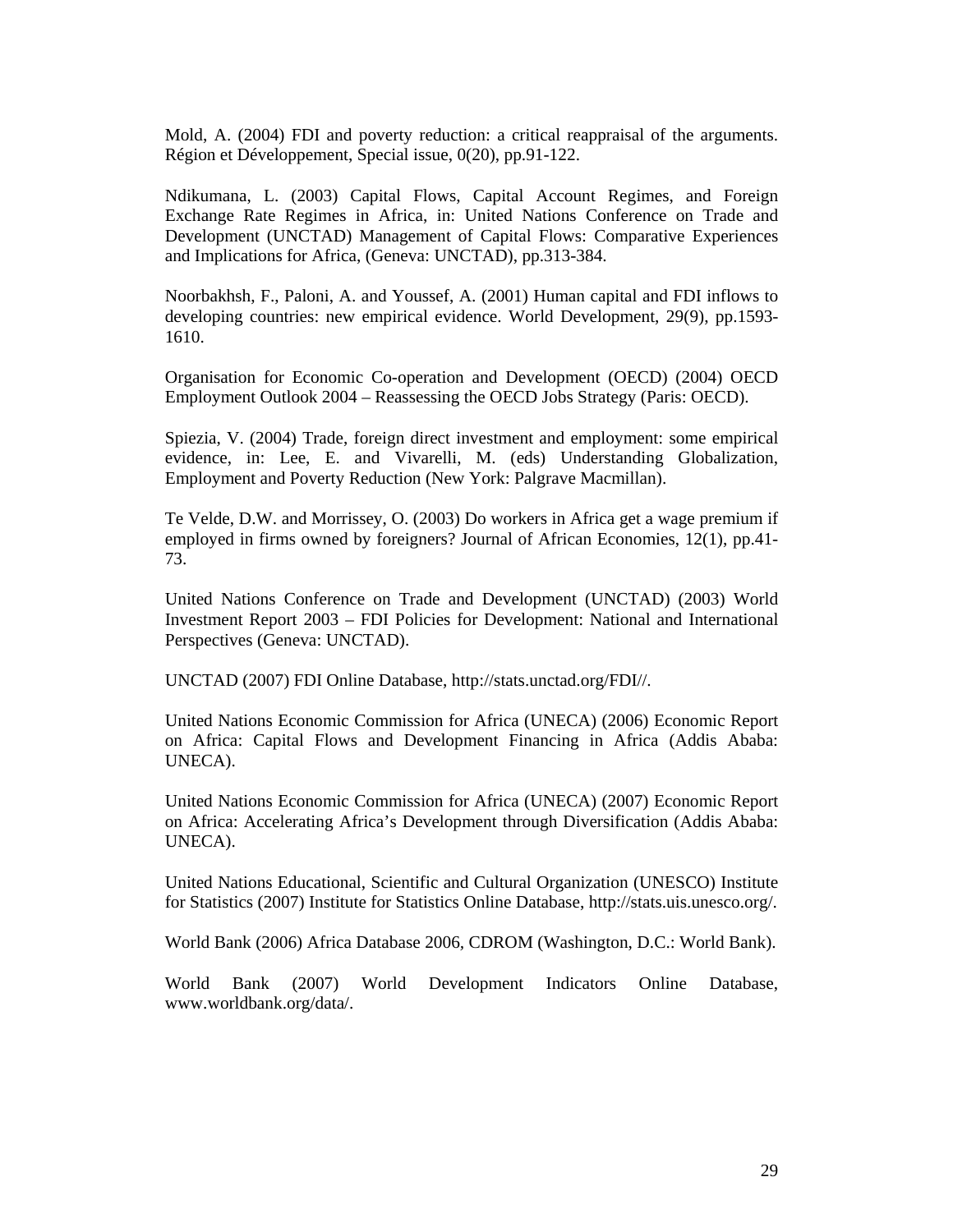Mold, A. (2004) FDI and poverty reduction: a critical reappraisal of the arguments. Région et Développement, Special issue, 0(20), pp.91-122.

Ndikumana, L. (2003) Capital Flows, Capital Account Regimes, and Foreign Exchange Rate Regimes in Africa, in: United Nations Conference on Trade and Development (UNCTAD) Management of Capital Flows: Comparative Experiences and Implications for Africa, (Geneva: UNCTAD), pp.313-384.

Noorbakhsh, F., Paloni, A. and Youssef, A. (2001) Human capital and FDI inflows to developing countries: new empirical evidence. World Development, 29(9), pp.1593-1610.

Organisation for Economic Co-operation and Development (OECD) (2004) OECD Employment Outlook 2004 – Reassessing the OECD Jobs Strategy (Paris: OECD).

Spiezia, V. (2004) Trade, foreign direct investment and employment: some empirical evidence, in: Lee, E. and Vivarelli, M. (eds) Understanding Globalization, Employment and Poverty Reduction (New York: Palgrave Macmillan).

Te Velde, D.W. and Morrissey, O. (2003) Do workers in Africa get a wage premium if employed in firms owned by foreigners? Journal of African Economies, 12(1), pp.41-73.

United Nations Conference on Trade and Development (UNCTAD) (2003) World Investment Report 2003 – FDI Policies for Development: National and International Perspectives (Geneva: UNCTAD).

UNCTAD (2007) FDI Online Database, http://stats.unctad.org/FDI//.

United Nations Economic Commission for Africa (UNECA) (2006) Economic Report on Africa: Capital Flows and Development Financing in Africa (Addis Ababa: UNECA).

United Nations Economic Commission for Africa (UNECA) (2007) Economic Report on Africa: Accelerating Africa's Development through Diversification (Addis Ababa: UNECA).

United Nations Educational, Scientific and Cultural Organization (UNESCO) Institute for Statistics (2007) Institute for Statistics Online Database, http://stats.uis.unesco.org/.

World Bank (2006) Africa Database 2006, CDROM (Washington, D.C.: World Bank).

World Bank (2007) World Development Indicators Online Database, www.worldbank.org/data/.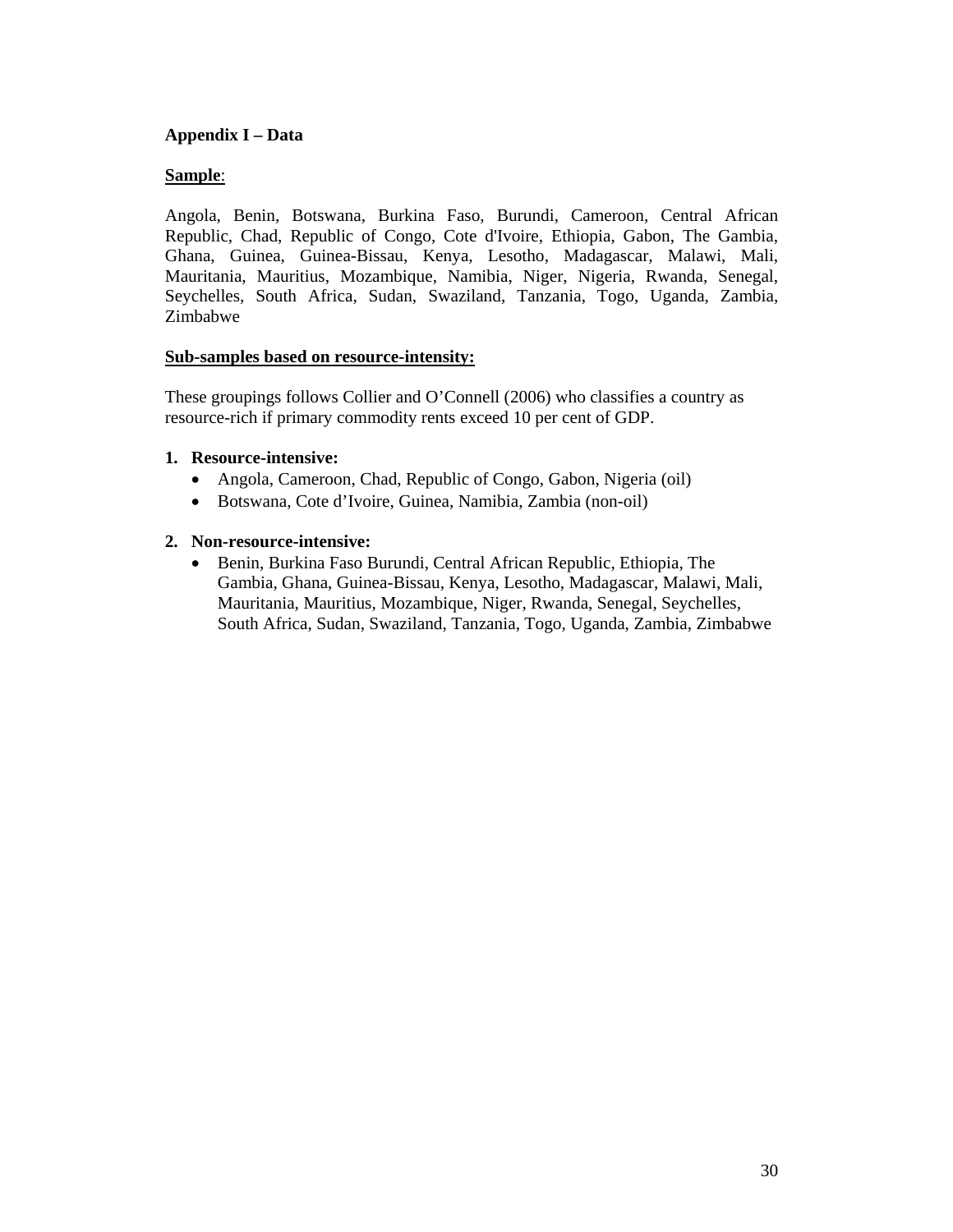**Appendix I – Data**

**<u>Sample</u>**:

Angola, Benin, Botswana, Burkina Faso, Burundi, Cameroon, Central African Republic, Chad, Republic of Congo, Cote d'Ivoire, Ethiopia, Gabon, The Gambia, Ghana, Guinea, Guinea-Bissau, Kenya, Lesotho, Madagascar, Malawi, Mali, Mauritania, Mauritius, Mozambique, Namibia, Niger, Nigeria, Rwanda, Senegal, Seychelles, South Africa, Sudan, Swaziland, Tanzania, Togo, Uganda, Zambia, Zimbabwe

**<u>Sub-samples based on resource-intensity:</u>**

These groupings follows Collier and O'Connell (2006) who classifies a country as resource-rich if primary commodity rents exceed 10 per cent of GDP.

1. **Resource-intensive:**
   - Angola, Cameroon, Chad, Republic of Congo, Gabon, Nigeria (oil)
   - Botswana, Cote d'Ivoire, Guinea, Namibia, Zambia (non-oil)

2. **Non-resource-intensive:**
   - Benin, Burkina Faso Burundi, Central African Republic, Ethiopia, The Gambia, Ghana, Guinea-Bissau, Kenya, Lesotho, Madagascar, Malawi, Mali, Mauritania, Mauritius, Mozambique, Niger, Rwanda, Senegal, Seychelles, South Africa, Sudan, Swaziland, Tanzania, Togo, Uganda, Zambia, Zimbabwe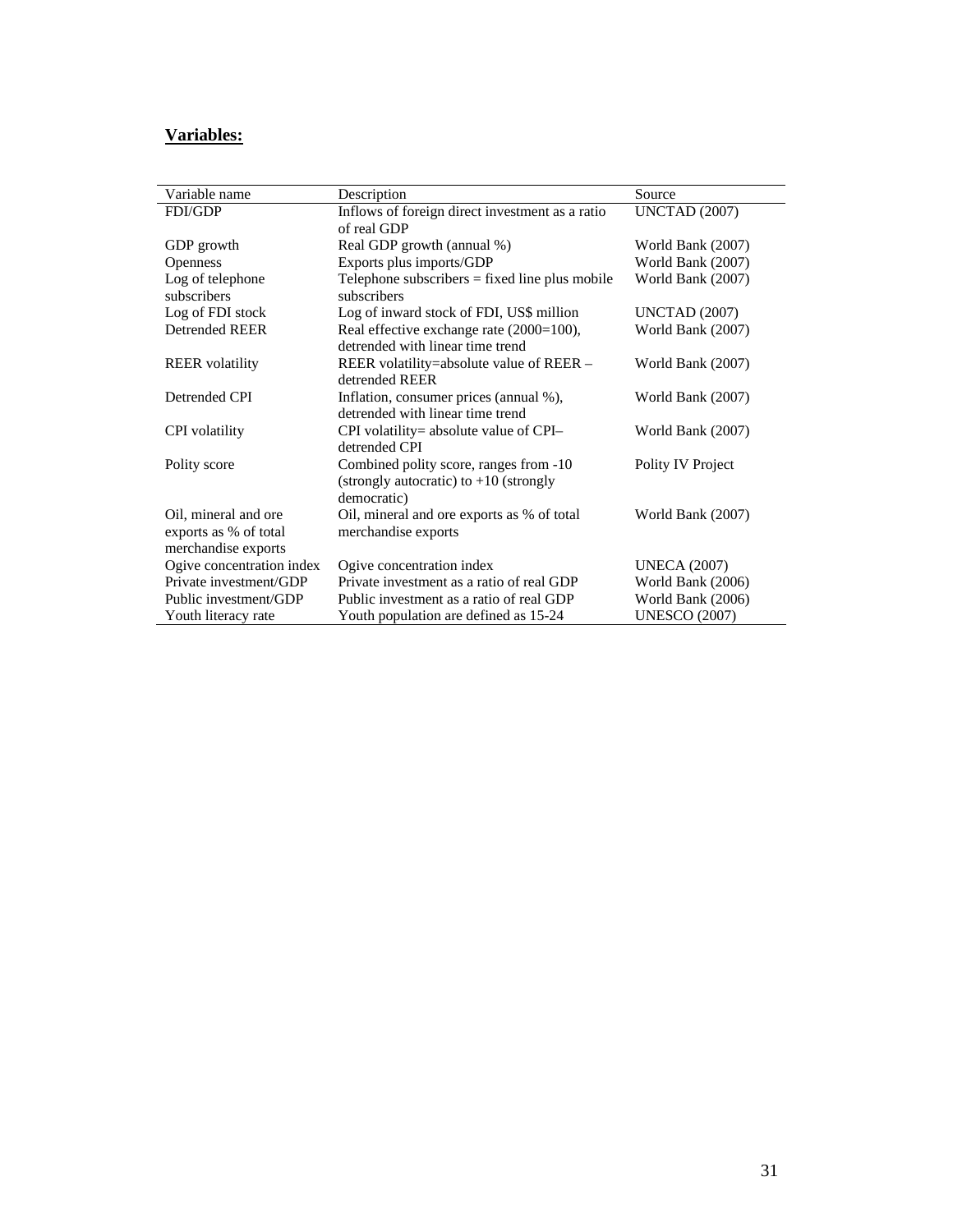**Variables:**

| Variable name | Description | Source |
|---|---|---|
| FDI/GDP | Inflows of foreign direct investment as a ratio of real GDP | UNCTAD (2007) |
| GDP growth | Real GDP growth (annual %) | World Bank (2007) |
| Openness | Exports plus imports/GDP | World Bank (2007) |
| Log of telephone subscribers | Telephone subscribers = fixed line plus mobile subscribers | World Bank (2007) |
| Log of FDI stock | Log of inward stock of FDI, US$ million | UNCTAD (2007) |
| Detrended REER | Real effective exchange rate (2000=100), detrended with linear time trend | World Bank (2007) |
| REER volatility | REER volatility=absolute value of REER – detrended REER | World Bank (2007) |
| Detrended CPI | Inflation, consumer prices (annual %), detrended with linear time trend | World Bank (2007) |
| CPI volatility | CPI volatility= absolute value of CPI– detrended CPI | World Bank (2007) |
| Polity score | Combined polity score, ranges from -10 (strongly autocratic) to +10 (strongly democratic) | Polity IV Project |
| Oil, mineral and ore exports as % of total merchandise exports | Oil, mineral and ore exports as % of total merchandise exports | World Bank (2007) |
| Ogive concentration index | Ogive concentration index | UNECA (2007) |
| Private investment/GDP | Private investment as a ratio of real GDP | World Bank (2006) |
| Public investment/GDP | Public investment as a ratio of real GDP | World Bank (2006) |
| Youth literacy rate | Youth population are defined as 15-24 | UNESCO (2007) |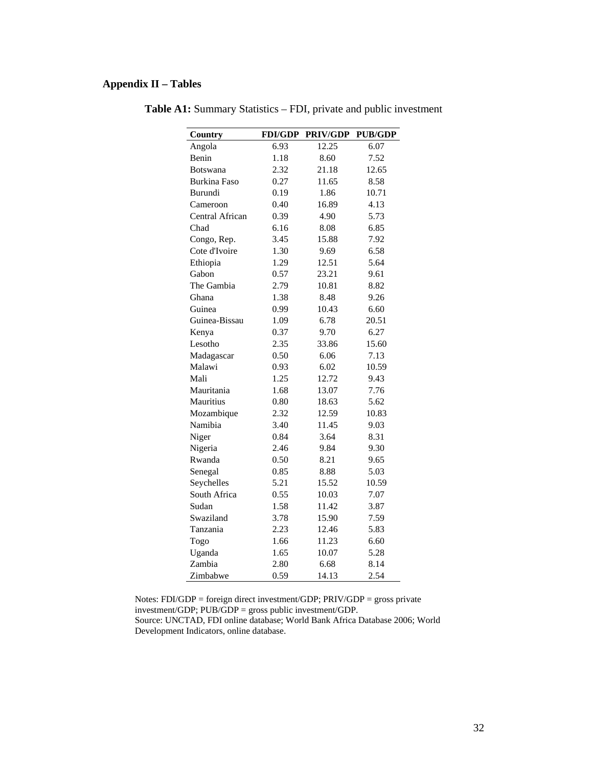## Appendix II – Tables

**Table A1:** Summary Statistics – FDI, private and public investment

| Country | FDI/GDP | PRIV/GDP | PUB/GDP |
|---|---|---|---|
| Angola | 6.93 | 12.25 | 6.07 |
| Benin | 1.18 | 8.60 | 7.52 |
| Botswana | 2.32 | 21.18 | 12.65 |
| Burkina Faso | 0.27 | 11.65 | 8.58 |
| Burundi | 0.19 | 1.86 | 10.71 |
| Cameroon | 0.40 | 16.89 | 4.13 |
| Central African | 0.39 | 4.90 | 5.73 |
| Chad | 6.16 | 8.08 | 6.85 |
| Congo, Rep. | 3.45 | 15.88 | 7.92 |
| Cote d'Ivoire | 1.30 | 9.69 | 6.58 |
| Ethiopia | 1.29 | 12.51 | 5.64 |
| Gabon | 0.57 | 23.21 | 9.61 |
| The Gambia | 2.79 | 10.81 | 8.82 |
| Ghana | 1.38 | 8.48 | 9.26 |
| Guinea | 0.99 | 10.43 | 6.60 |
| Guinea-Bissau | 1.09 | 6.78 | 20.51 |
| Kenya | 0.37 | 9.70 | 6.27 |
| Lesotho | 2.35 | 33.86 | 15.60 |
| Madagascar | 0.50 | 6.06 | 7.13 |
| Malawi | 0.93 | 6.02 | 10.59 |
| Mali | 1.25 | 12.72 | 9.43 |
| Mauritania | 1.68 | 13.07 | 7.76 |
| Mauritius | 0.80 | 18.63 | 5.62 |
| Mozambique | 2.32 | 12.59 | 10.83 |
| Namibia | 3.40 | 11.45 | 9.03 |
| Niger | 0.84 | 3.64 | 8.31 |
| Nigeria | 2.46 | 9.84 | 9.30 |
| Rwanda | 0.50 | 8.21 | 9.65 |
| Senegal | 0.85 | 8.88 | 5.03 |
| Seychelles | 5.21 | 15.52 | 10.59 |
| South Africa | 0.55 | 10.03 | 7.07 |
| Sudan | 1.58 | 11.42 | 3.87 |
| Swaziland | 3.78 | 15.90 | 7.59 |
| Tanzania | 2.23 | 12.46 | 5.83 |
| Togo | 1.66 | 11.23 | 6.60 |
| Uganda | 1.65 | 10.07 | 5.28 |
| Zambia | 2.80 | 6.68 | 8.14 |
| Zimbabwe | 0.59 | 14.13 | 2.54 |

Notes: FDI/GDP = foreign direct investment/GDP; PRIV/GDP = gross private investment/GDP; PUB/GDP = gross public investment/GDP.
Source: UNCTAD, FDI online database; World Bank Africa Database 2006; World Development Indicators, online database.